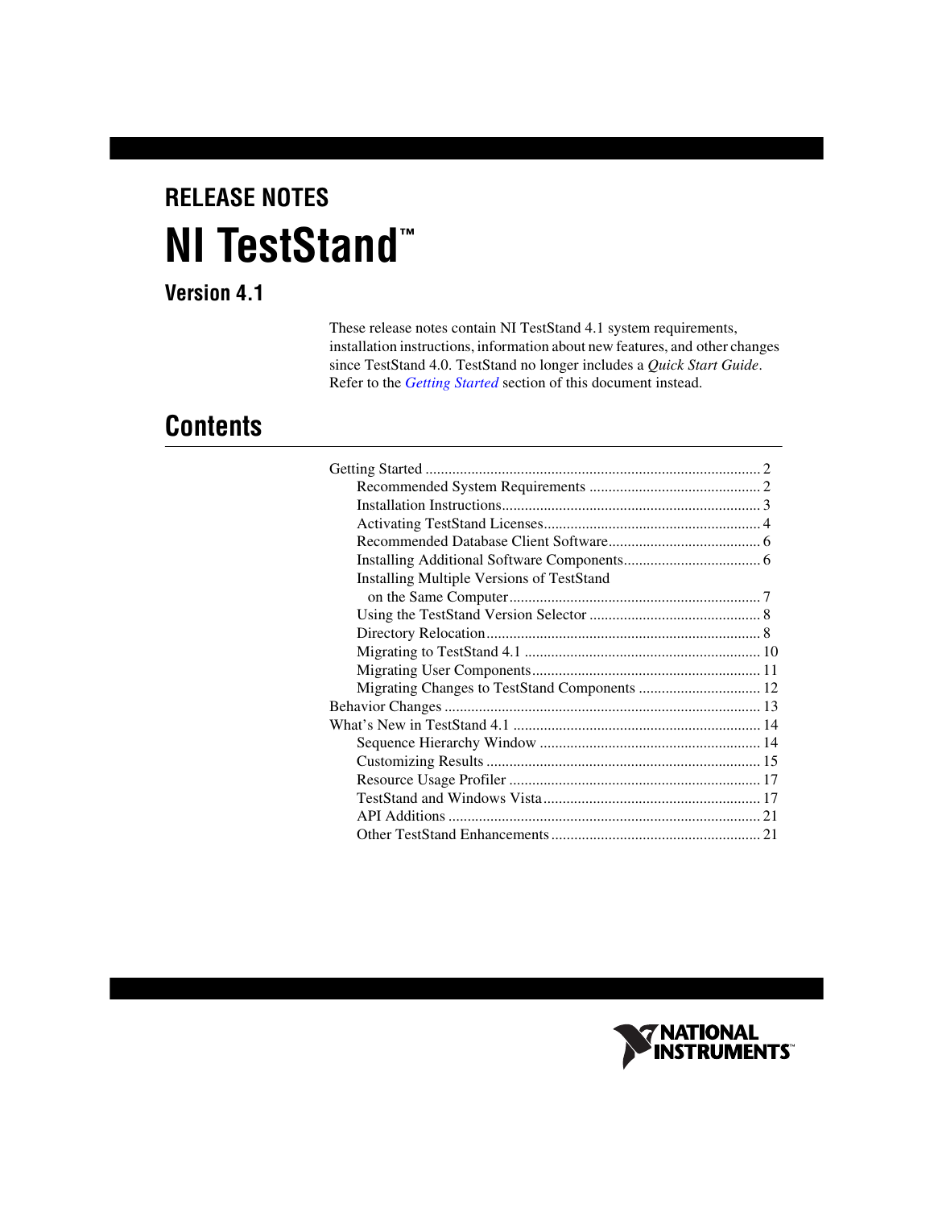RELEASE NOTES

# NI TestStand™

### Version 4.1

These release notes contain NI TestStand 4.1 system requirements, installation instructions, information about new features, and other changes since TestStand 4.0. TestStand no longer includes a *Quick Start Guide*. Refer to the *Getting Started* section of this document instead.

## Contents

Getting Started ........................................................................................ 2
- Recommended System Requirements ............................................. 2
- Installation Instructions.................................................................... 3
- Activating TestStand Licenses......................................................... 4
- Recommended Database Client Software........................................ 6
- Installing Additional Software Components.................................... 6
- Installing Multiple Versions of TestStand on the Same Computer.................................................................. 7
- Using the TestStand Version Selector ............................................. 8
- Directory Relocation........................................................................ 8
- Migrating to TestStand 4.1 .............................................................. 10
- Migrating User Components............................................................ 11
- Migrating Changes to TestStand Components ................................ 12

Behavior Changes .................................................................................. 13

What's New in TestStand 4.1 ................................................................. 14
- Sequence Hierarchy Window .......................................................... 14
- Customizing Results ........................................................................ 15
- Resource Usage Profiler .................................................................. 17
- TestStand and Windows Vista......................................................... 17
- API Additions .................................................................................. 21
- Other TestStand Enhancements....................................................... 21

NATIONAL INSTRUMENTS™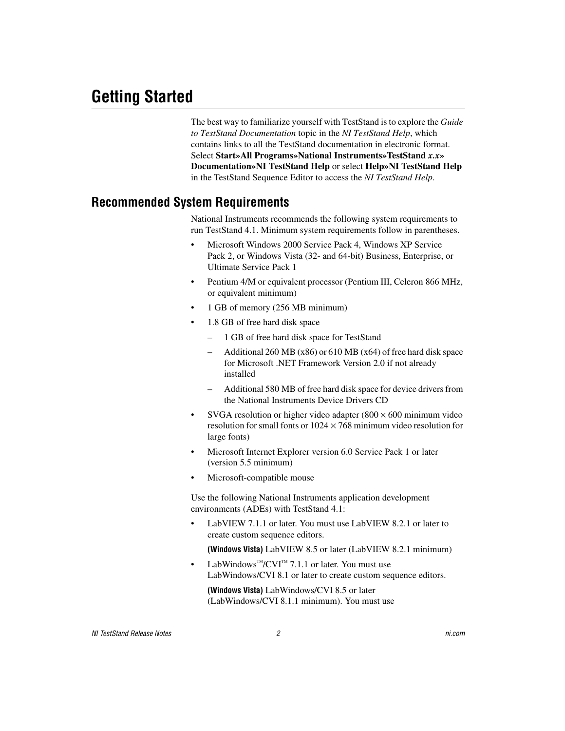# Getting Started

The best way to familiarize yourself with TestStand is to explore the *Guide to TestStand Documentation* topic in the *NI TestStand Help*, which contains links to all the TestStand documentation in electronic format. Select **Start»All Programs»National Instruments»TestStand *x.x*» Documentation»NI TestStand Help** or select **Help»NI TestStand Help** in the TestStand Sequence Editor to access the *NI TestStand Help*.

## Recommended System Requirements

National Instruments recommends the following system requirements to run TestStand 4.1. Minimum system requirements follow in parentheses.

- Microsoft Windows 2000 Service Pack 4, Windows XP Service Pack 2, or Windows Vista (32- and 64-bit) Business, Enterprise, or Ultimate Service Pack 1
- Pentium 4/M or equivalent processor (Pentium III, Celeron 866 MHz, or equivalent minimum)
- 1 GB of memory (256 MB minimum)
- 1.8 GB of free hard disk space
  - 1 GB of free hard disk space for TestStand
  - Additional 260 MB (x86) or 610 MB (x64) of free hard disk space for Microsoft .NET Framework Version 2.0 if not already installed
  - Additional 580 MB of free hard disk space for device drivers from the National Instruments Device Drivers CD
- SVGA resolution or higher video adapter (800 × 600 minimum video resolution for small fonts or 1024 × 768 minimum video resolution for large fonts)
- Microsoft Internet Explorer version 6.0 Service Pack 1 or later (version 5.5 minimum)
- Microsoft-compatible mouse

Use the following National Instruments application development environments (ADEs) with TestStand 4.1:

- LabVIEW 7.1.1 or later. You must use LabVIEW 8.2.1 or later to create custom sequence editors.

  **(Windows Vista)** LabVIEW 8.5 or later (LabVIEW 8.2.1 minimum)

- LabWindows™/CVI™ 7.1.1 or later. You must use LabWindows/CVI 8.1 or later to create custom sequence editors.

  **(Windows Vista)** LabWindows/CVI 8.5 or later (LabWindows/CVI 8.1.1 minimum). You must use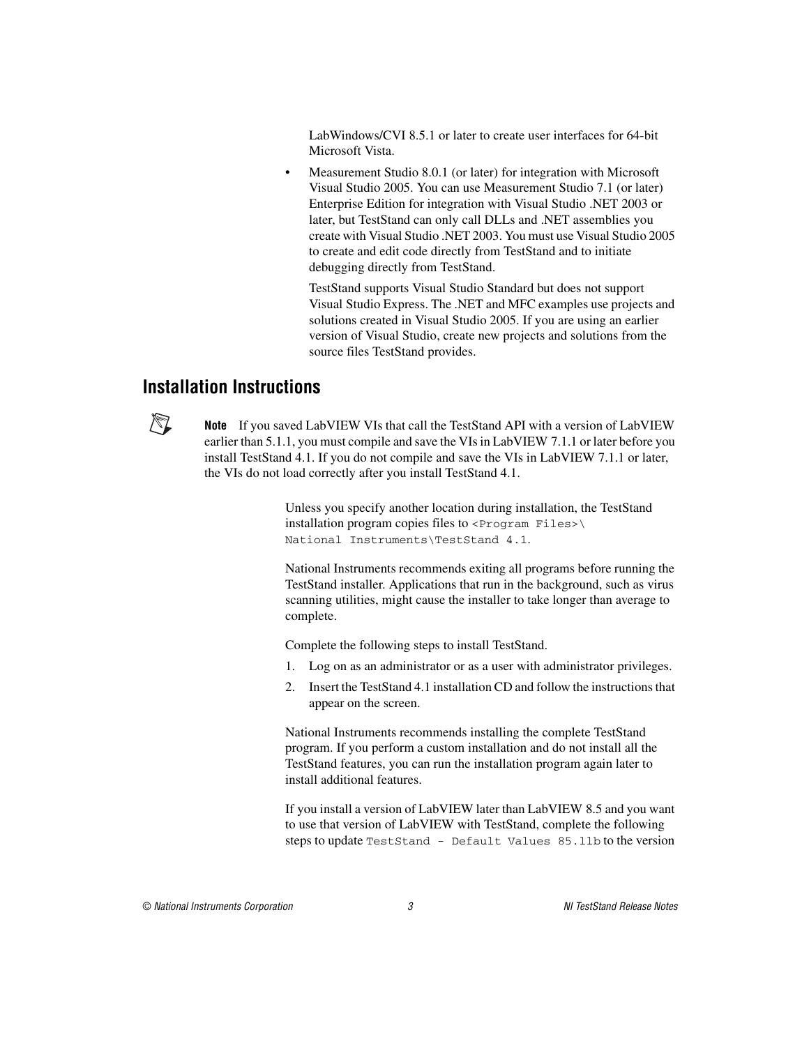LabWindows/CVI 8.5.1 or later to create user interfaces for 64-bit Microsoft Vista.

- Measurement Studio 8.0.1 (or later) for integration with Microsoft Visual Studio 2005. You can use Measurement Studio 7.1 (or later) Enterprise Edition for integration with Visual Studio .NET 2003 or later, but TestStand can only call DLLs and .NET assemblies you create with Visual Studio .NET 2003. You must use Visual Studio 2005 to create and edit code directly from TestStand and to initiate debugging directly from TestStand.

  TestStand supports Visual Studio Standard but does not support Visual Studio Express. The .NET and MFC examples use projects and solutions created in Visual Studio 2005. If you are using an earlier version of Visual Studio, create new projects and solutions from the source files TestStand provides.

## Installation Instructions

> **Note** If you saved LabVIEW VIs that call the TestStand API with a version of LabVIEW earlier than 5.1.1, you must compile and save the VIs in LabVIEW 7.1.1 or later before you install TestStand 4.1. If you do not compile and save the VIs in LabVIEW 7.1.1 or later, the VIs do not load correctly after you install TestStand 4.1.

Unless you specify another location during installation, the TestStand installation program copies files to `<Program Files>\National Instruments\TestStand 4.1`.

National Instruments recommends exiting all programs before running the TestStand installer. Applications that run in the background, such as virus scanning utilities, might cause the installer to take longer than average to complete.

Complete the following steps to install TestStand.

1. Log on as an administrator or as a user with administrator privileges.
2. Insert the TestStand 4.1 installation CD and follow the instructions that appear on the screen.

National Instruments recommends installing the complete TestStand program. If you perform a custom installation and do not install all the TestStand features, you can run the installation program again later to install additional features.

If you install a version of LabVIEW later than LabVIEW 8.5 and you want to use that version of LabVIEW with TestStand, complete the following steps to update `TestStand - Default Values 85.llb` to the version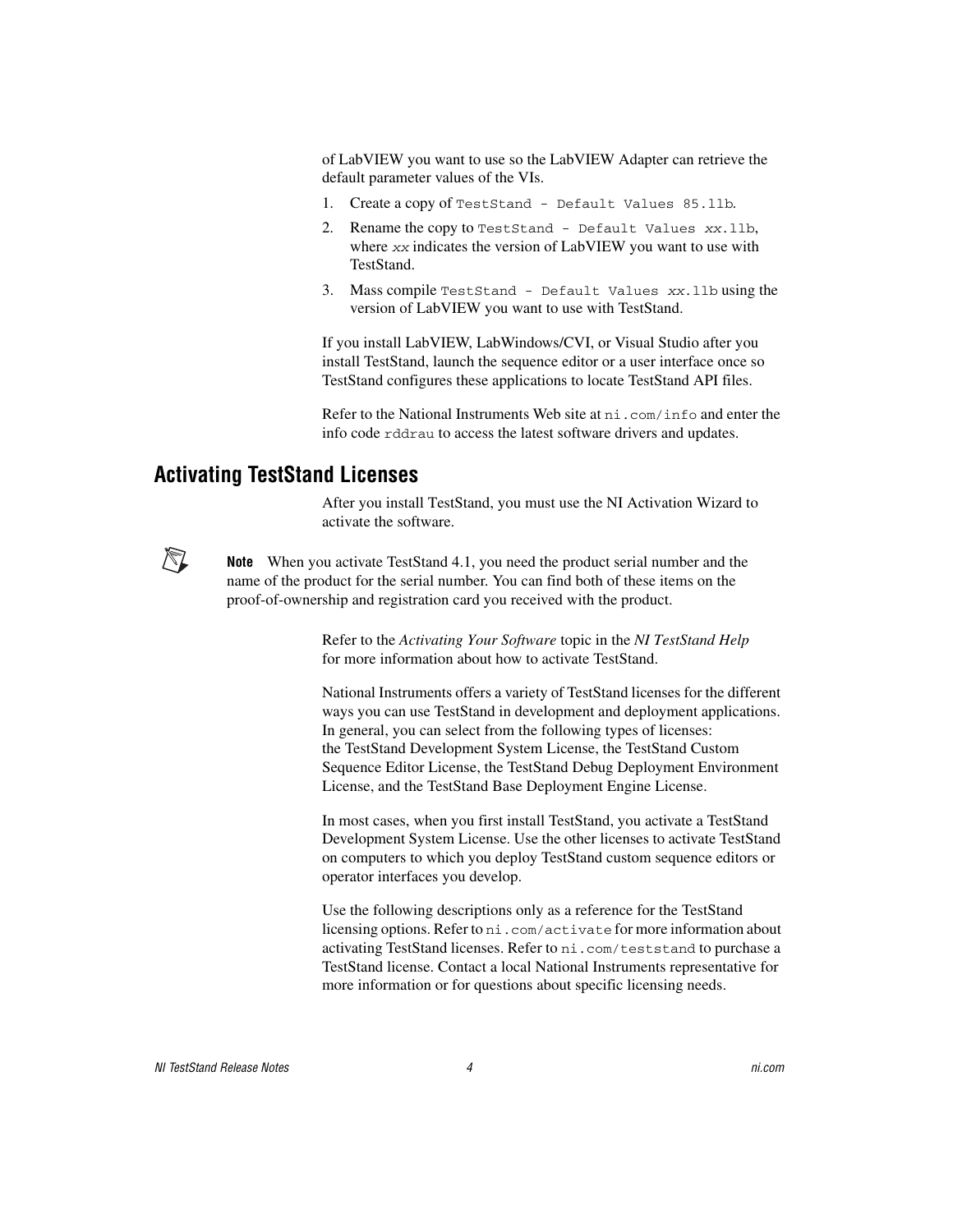of LabVIEW you want to use so the LabVIEW Adapter can retrieve the default parameter values of the VIs.

1. Create a copy of `TestStand - Default Values 85.llb`.
2. Rename the copy to `TestStand - Default Values` *`xx`*`.llb`, where *`xx`* indicates the version of LabVIEW you want to use with TestStand.
3. Mass compile `TestStand - Default Values` *`xx`*`.llb` using the version of LabVIEW you want to use with TestStand.

If you install LabVIEW, LabWindows/CVI, or Visual Studio after you install TestStand, launch the sequence editor or a user interface once so TestStand configures these applications to locate TestStand API files.

Refer to the National Instruments Web site at `ni.com/info` and enter the info code `rddrau` to access the latest software drivers and updates.

## Activating TestStand Licenses

After you install TestStand, you must use the NI Activation Wizard to activate the software.

**Note** When you activate TestStand 4.1, you need the product serial number and the name of the product for the serial number. You can find both of these items on the proof-of-ownership and registration card you received with the product.

Refer to the *Activating Your Software* topic in the *NI TestStand Help* for more information about how to activate TestStand.

National Instruments offers a variety of TestStand licenses for the different ways you can use TestStand in development and deployment applications. In general, you can select from the following types of licenses: the TestStand Development System License, the TestStand Custom Sequence Editor License, the TestStand Debug Deployment Environment License, and the TestStand Base Deployment Engine License.

In most cases, when you first install TestStand, you activate a TestStand Development System License. Use the other licenses to activate TestStand on computers to which you deploy TestStand custom sequence editors or operator interfaces you develop.

Use the following descriptions only as a reference for the TestStand licensing options. Refer to `ni.com/activate` for more information about activating TestStand licenses. Refer to `ni.com/teststand` to purchase a TestStand license. Contact a local National Instruments representative for more information or for questions about specific licensing needs.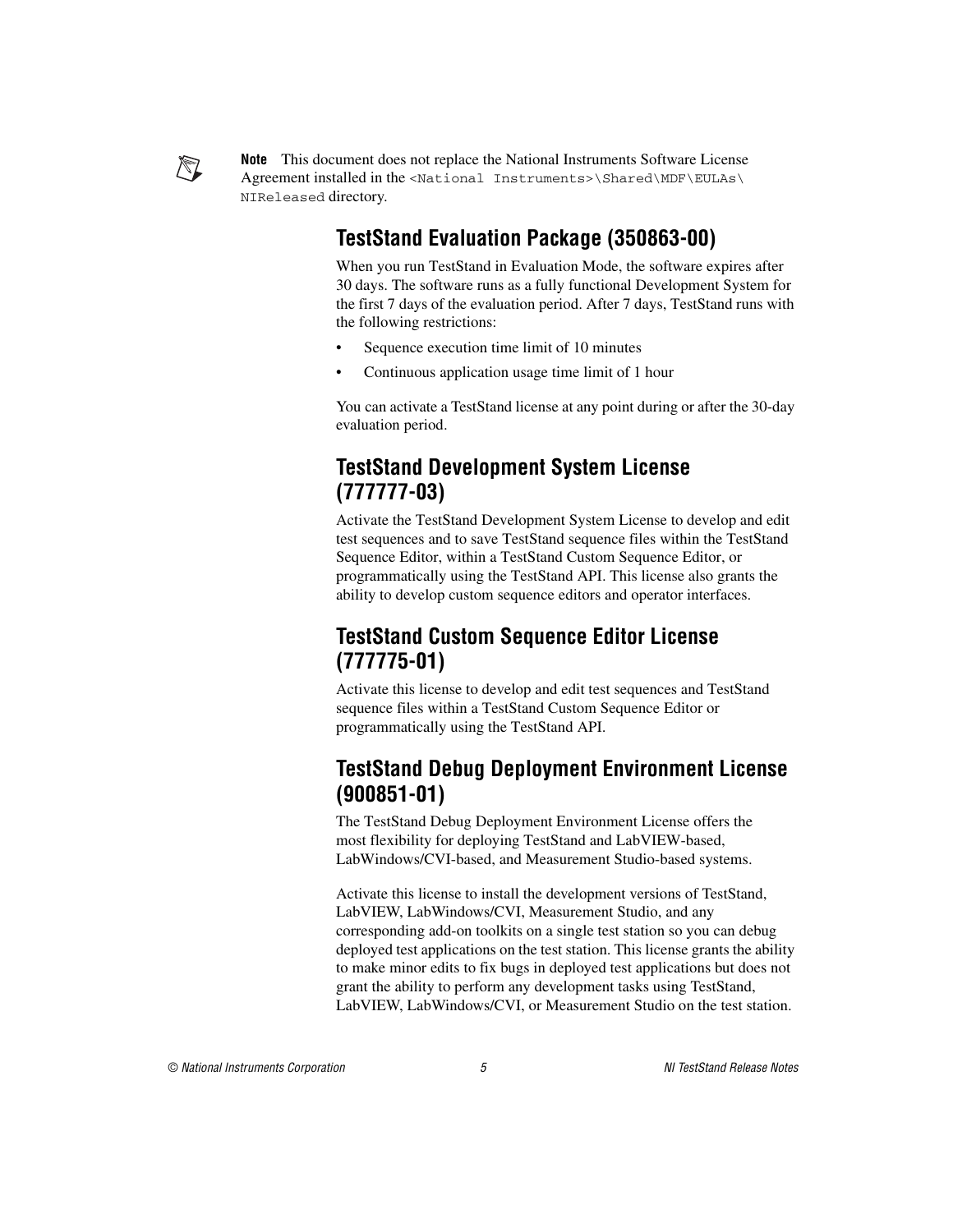**Note** This document does not replace the National Instruments Software License Agreement installed in the `<National Instruments>\Shared\MDF\EULAs\NIReleased` directory.

## TestStand Evaluation Package (350863-00)

When you run TestStand in Evaluation Mode, the software expires after 30 days. The software runs as a fully functional Development System for the first 7 days of the evaluation period. After 7 days, TestStand runs with the following restrictions:

- Sequence execution time limit of 10 minutes
- Continuous application usage time limit of 1 hour

You can activate a TestStand license at any point during or after the 30-day evaluation period.

## TestStand Development System License (777777-03)

Activate the TestStand Development System License to develop and edit test sequences and to save TestStand sequence files within the TestStand Sequence Editor, within a TestStand Custom Sequence Editor, or programmatically using the TestStand API. This license also grants the ability to develop custom sequence editors and operator interfaces.

## TestStand Custom Sequence Editor License (777775-01)

Activate this license to develop and edit test sequences and TestStand sequence files within a TestStand Custom Sequence Editor or programmatically using the TestStand API.

## TestStand Debug Deployment Environment License (900851-01)

The TestStand Debug Deployment Environment License offers the most flexibility for deploying TestStand and LabVIEW-based, LabWindows/CVI-based, and Measurement Studio-based systems.

Activate this license to install the development versions of TestStand, LabVIEW, LabWindows/CVI, Measurement Studio, and any corresponding add-on toolkits on a single test station so you can debug deployed test applications on the test station. This license grants the ability to make minor edits to fix bugs in deployed test applications but does not grant the ability to perform any development tasks using TestStand, LabVIEW, LabWindows/CVI, or Measurement Studio on the test station.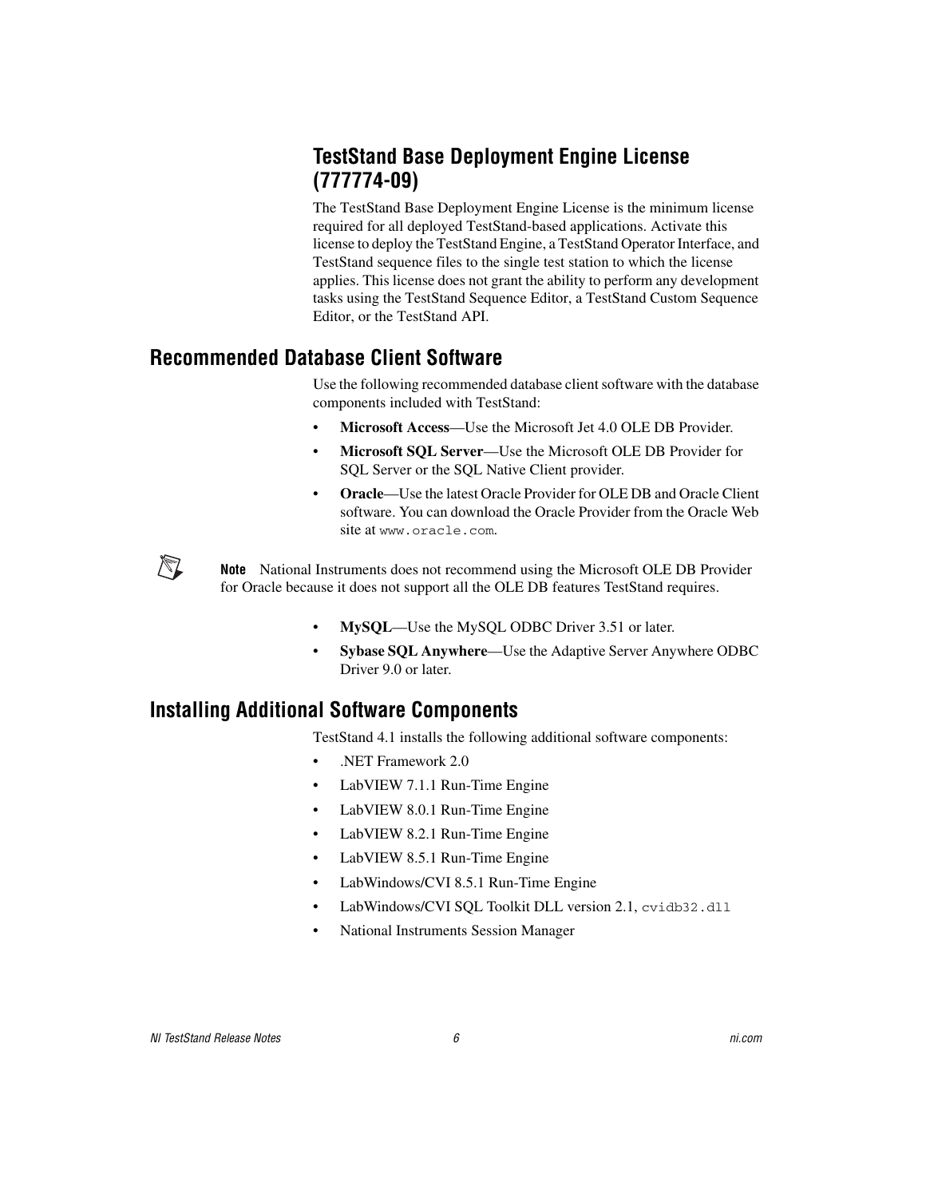### TestStand Base Deployment Engine License (777774-09)

The TestStand Base Deployment Engine License is the minimum license required for all deployed TestStand-based applications. Activate this license to deploy the TestStand Engine, a TestStand Operator Interface, and TestStand sequence files to the single test station to which the license applies. This license does not grant the ability to perform any development tasks using the TestStand Sequence Editor, a TestStand Custom Sequence Editor, or the TestStand API.

## Recommended Database Client Software

Use the following recommended database client software with the database components included with TestStand:

- **Microsoft Access**—Use the Microsoft Jet 4.0 OLE DB Provider.
- **Microsoft SQL Server**—Use the Microsoft OLE DB Provider for SQL Server or the SQL Native Client provider.
- **Oracle**—Use the latest Oracle Provider for OLE DB and Oracle Client software. You can download the Oracle Provider from the Oracle Web site at `www.oracle.com`.

**Note** National Instruments does not recommend using the Microsoft OLE DB Provider for Oracle because it does not support all the OLE DB features TestStand requires.

- **MySQL**—Use the MySQL ODBC Driver 3.51 or later.
- **Sybase SQL Anywhere**—Use the Adaptive Server Anywhere ODBC Driver 9.0 or later.

## Installing Additional Software Components

TestStand 4.1 installs the following additional software components:

- .NET Framework 2.0
- LabVIEW 7.1.1 Run-Time Engine
- LabVIEW 8.0.1 Run-Time Engine
- LabVIEW 8.2.1 Run-Time Engine
- LabVIEW 8.5.1 Run-Time Engine
- LabWindows/CVI 8.5.1 Run-Time Engine
- LabWindows/CVI SQL Toolkit DLL version 2.1, `cvidb32.dll`
- National Instruments Session Manager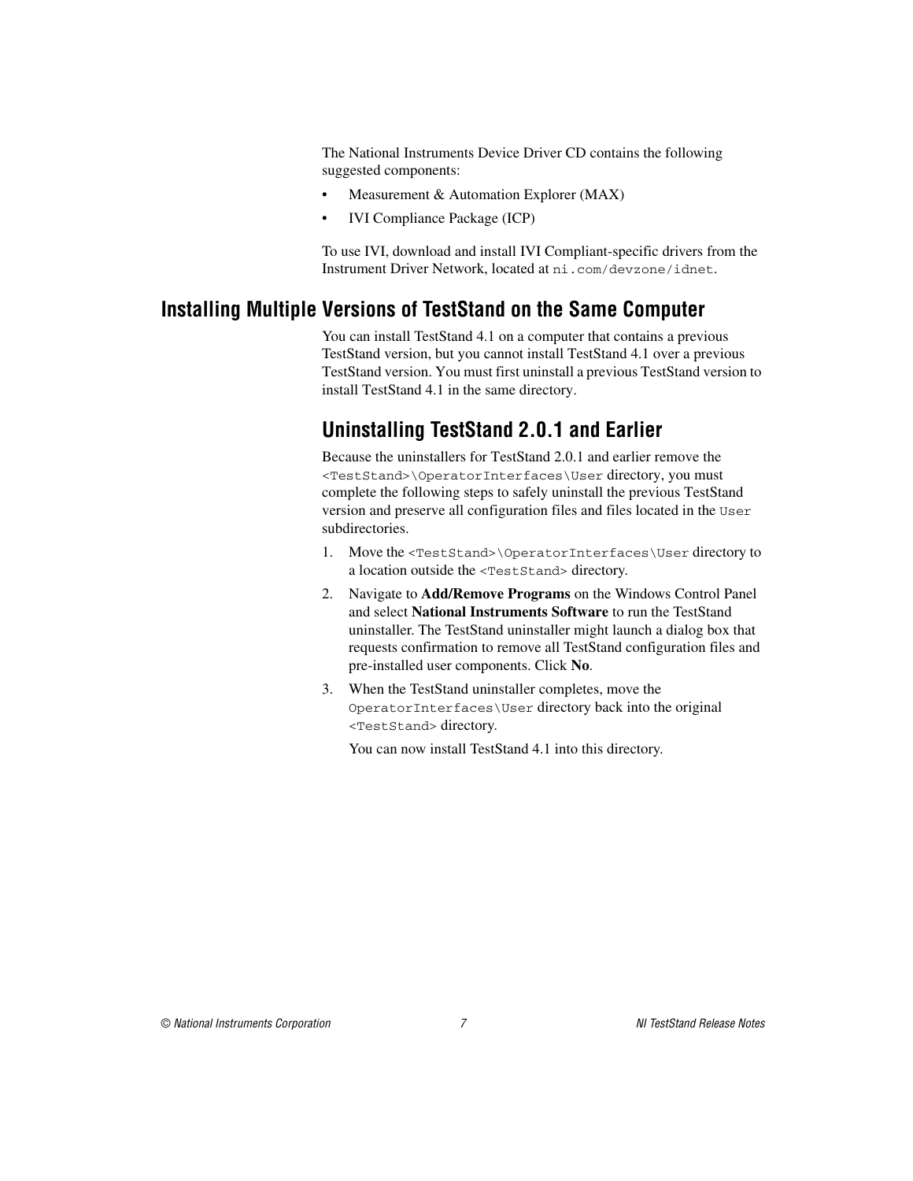The National Instruments Device Driver CD contains the following suggested components:

- Measurement & Automation Explorer (MAX)
- IVI Compliance Package (ICP)

To use IVI, download and install IVI Compliant-specific drivers from the Instrument Driver Network, located at `ni.com/devzone/idnet`.

## Installing Multiple Versions of TestStand on the Same Computer

You can install TestStand 4.1 on a computer that contains a previous TestStand version, but you cannot install TestStand 4.1 over a previous TestStand version. You must first uninstall a previous TestStand version to install TestStand 4.1 in the same directory.

### Uninstalling TestStand 2.0.1 and Earlier

Because the uninstallers for TestStand 2.0.1 and earlier remove the `<TestStand>\OperatorInterfaces\User` directory, you must complete the following steps to safely uninstall the previous TestStand version and preserve all configuration files and files located in the `User` subdirectories.

1. Move the `<TestStand>\OperatorInterfaces\User` directory to a location outside the `<TestStand>` directory.
2. Navigate to **Add/Remove Programs** on the Windows Control Panel and select **National Instruments Software** to run the TestStand uninstaller. The TestStand uninstaller might launch a dialog box that requests confirmation to remove all TestStand configuration files and pre-installed user components. Click **No**.
3. When the TestStand uninstaller completes, move the `OperatorInterfaces\User` directory back into the original `<TestStand>` directory.

   You can now install TestStand 4.1 into this directory.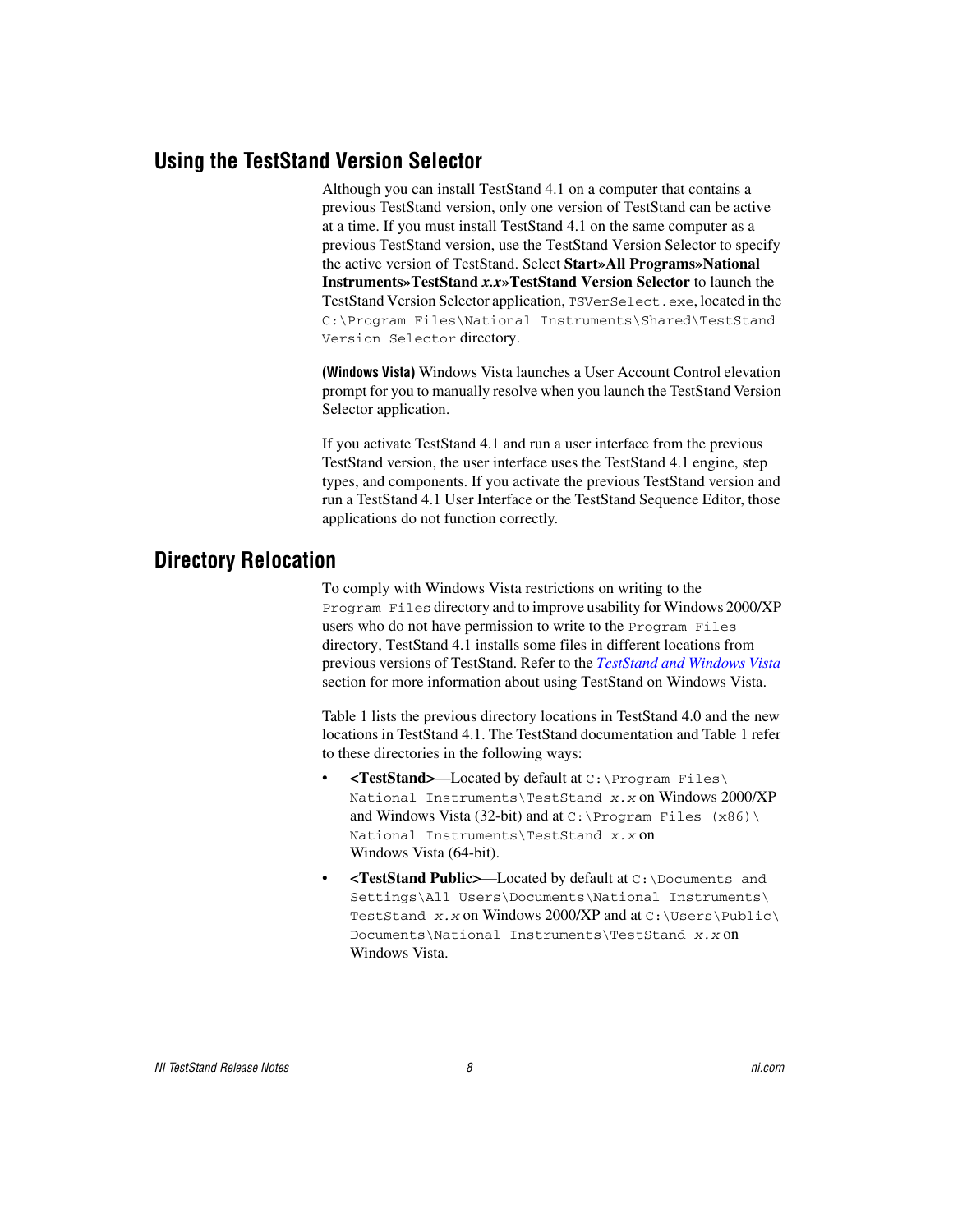## Using the TestStand Version Selector

Although you can install TestStand 4.1 on a computer that contains a previous TestStand version, only one version of TestStand can be active at a time. If you must install TestStand 4.1 on the same computer as a previous TestStand version, use the TestStand Version Selector to specify the active version of TestStand. Select **Start»All Programs»National Instruments»TestStand *x.x*»TestStand Version Selector** to launch the TestStand Version Selector application, `TSVerSelect.exe`, located in the `C:\Program Files\National Instruments\Shared\TestStand Version Selector` directory.

**(Windows Vista)** Windows Vista launches a User Account Control elevation prompt for you to manually resolve when you launch the TestStand Version Selector application.

If you activate TestStand 4.1 and run a user interface from the previous TestStand version, the user interface uses the TestStand 4.1 engine, step types, and components. If you activate the previous TestStand version and run a TestStand 4.1 User Interface or the TestStand Sequence Editor, those applications do not function correctly.

## Directory Relocation

To comply with Windows Vista restrictions on writing to the `Program Files` directory and to improve usability for Windows 2000/XP users who do not have permission to write to the `Program Files` directory, TestStand 4.1 installs some files in different locations from previous versions of TestStand. Refer to the *TestStand and Windows Vista* section for more information about using TestStand on Windows Vista.

Table 1 lists the previous directory locations in TestStand 4.0 and the new locations in TestStand 4.1. The TestStand documentation and Table 1 refer to these directories in the following ways:

- **<TestStand>**—Located by default at `C:\Program Files\National Instruments\TestStand x.x` on Windows 2000/XP and Windows Vista (32-bit) and at `C:\Program Files (x86)\National Instruments\TestStand x.x` on Windows Vista (64-bit).
- **<TestStand Public>**—Located by default at `C:\Documents and Settings\All Users\Documents\National Instruments\TestStand x.x` on Windows 2000/XP and at `C:\Users\Public\Documents\National Instruments\TestStand x.x` on Windows Vista.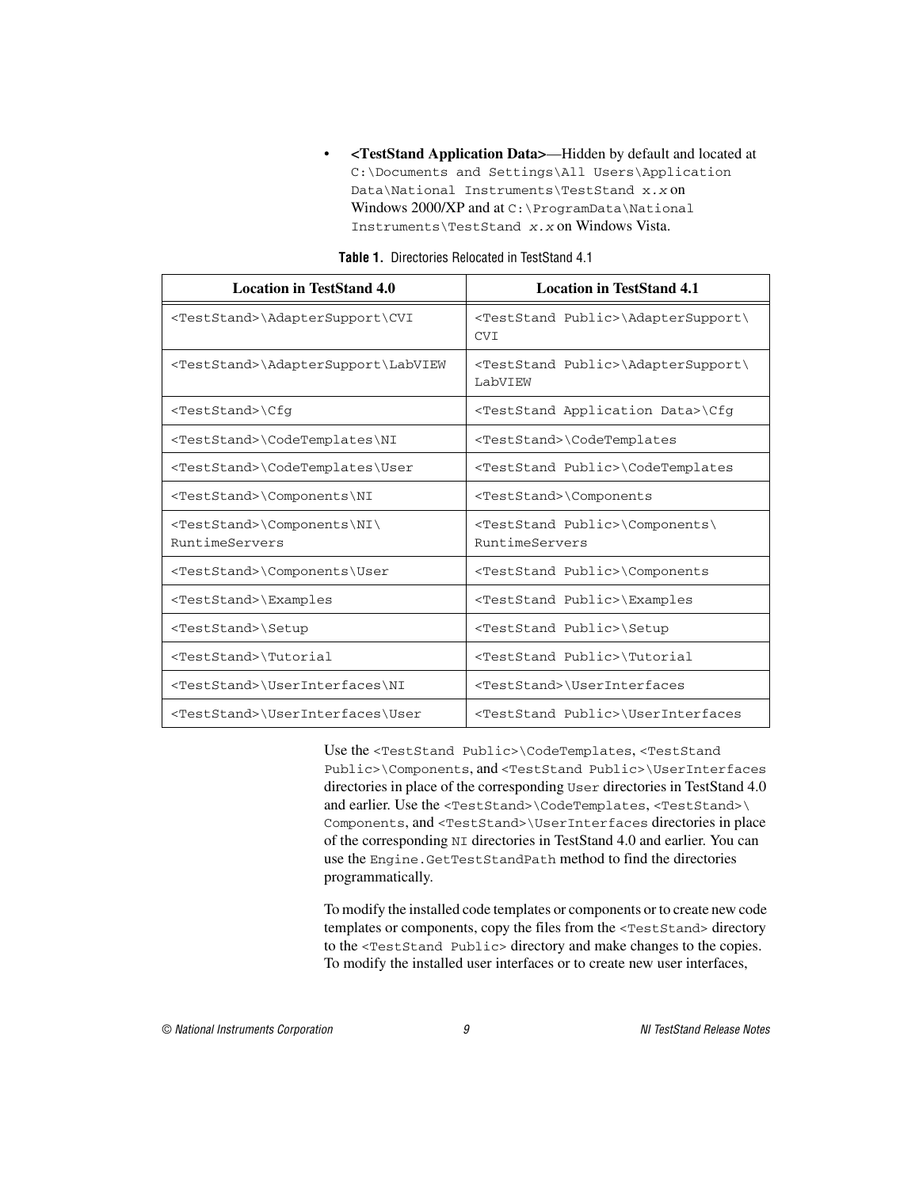- **<TestStand Application Data>**—Hidden by default and located at `C:\Documents and Settings\All Users\Application Data\National Instruments\TestStand x.x` on Windows 2000/XP and at `C:\ProgramData\National Instruments\TestStand x.x` on Windows Vista.

**Table 1.** Directories Relocated in TestStand 4.1

| Location in TestStand 4.0 | Location in TestStand 4.1 |
|---|---|
| `<TestStand>\AdapterSupport\CVI` | `<TestStand Public>\AdapterSupport\CVI` |
| `<TestStand>\AdapterSupport\LabVIEW` | `<TestStand Public>\AdapterSupport\LabVIEW` |
| `<TestStand>\Cfg` | `<TestStand Application Data>\Cfg` |
| `<TestStand>\CodeTemplates\NI` | `<TestStand>\CodeTemplates` |
| `<TestStand>\CodeTemplates\User` | `<TestStand Public>\CodeTemplates` |
| `<TestStand>\Components\NI` | `<TestStand>\Components` |
| `<TestStand>\Components\NI\RuntimeServers` | `<TestStand Public>\Components\RuntimeServers` |
| `<TestStand>\Components\User` | `<TestStand Public>\Components` |
| `<TestStand>\Examples` | `<TestStand Public>\Examples` |
| `<TestStand>\Setup` | `<TestStand Public>\Setup` |
| `<TestStand>\Tutorial` | `<TestStand Public>\Tutorial` |
| `<TestStand>\UserInterfaces\NI` | `<TestStand>\UserInterfaces` |
| `<TestStand>\UserInterfaces\User` | `<TestStand Public>\UserInterfaces` |

Use the `<TestStand Public>\CodeTemplates`, `<TestStand Public>\Components`, and `<TestStand Public>\UserInterfaces` directories in place of the corresponding `User` directories in TestStand 4.0 and earlier. Use the `<TestStand>\CodeTemplates`, `<TestStand>\Components`, and `<TestStand>\UserInterfaces` directories in place of the corresponding `NI` directories in TestStand 4.0 and earlier. You can use the `Engine.GetTestStandPath` method to find the directories programmatically.

To modify the installed code templates or components or to create new code templates or components, copy the files from the `<TestStand>` directory to the `<TestStand Public>` directory and make changes to the copies. To modify the installed user interfaces or to create new user interfaces,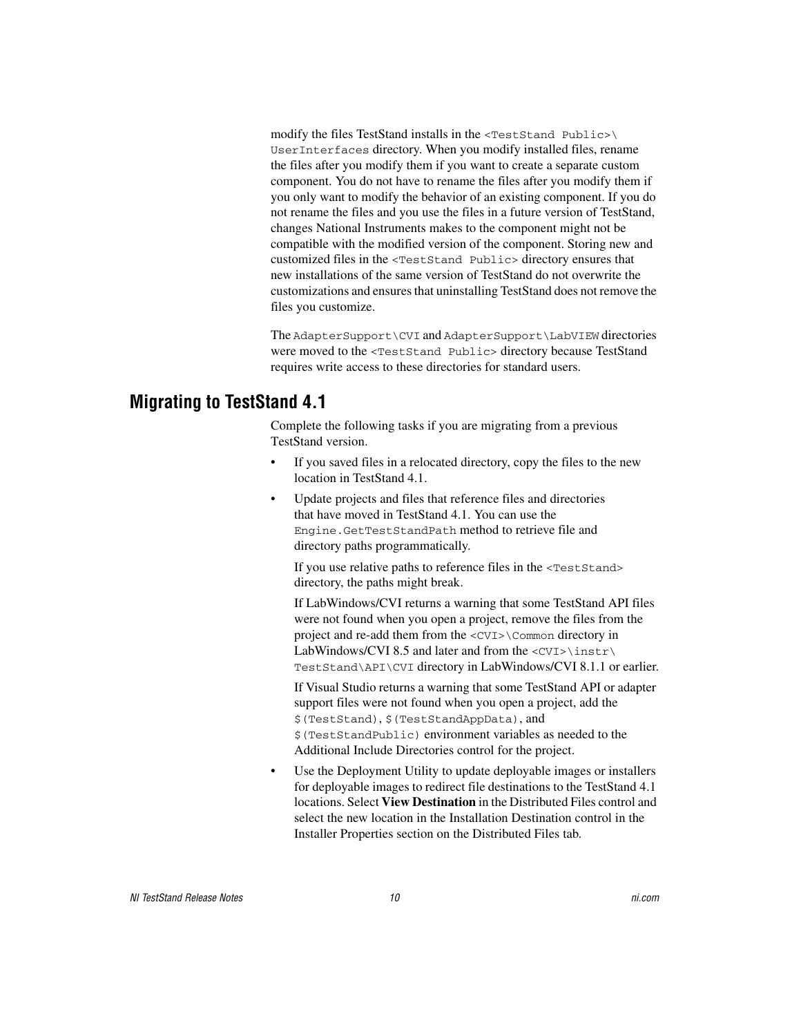modify the files TestStand installs in the `<TestStand Public>\UserInterfaces` directory. When you modify installed files, rename the files after you modify them if you want to create a separate custom component. You do not have to rename the files after you modify them if you only want to modify the behavior of an existing component. If you do not rename the files and you use the files in a future version of TestStand, changes National Instruments makes to the component might not be compatible with the modified version of the component. Storing new and customized files in the `<TestStand Public>` directory ensures that new installations of the same version of TestStand do not overwrite the customizations and ensures that uninstalling TestStand does not remove the files you customize.

The `AdapterSupport\CVI` and `AdapterSupport\LabVIEW` directories were moved to the `<TestStand Public>` directory because TestStand requires write access to these directories for standard users.

## Migrating to TestStand 4.1

Complete the following tasks if you are migrating from a previous TestStand version.

- If you saved files in a relocated directory, copy the files to the new location in TestStand 4.1.
- Update projects and files that reference files and directories that have moved in TestStand 4.1. You can use the `Engine.GetTestStandPath` method to retrieve file and directory paths programmatically.

  If you use relative paths to reference files in the `<TestStand>` directory, the paths might break.

  If LabWindows/CVI returns a warning that some TestStand API files were not found when you open a project, remove the files from the project and re-add them from the `<CVI>\Common` directory in LabWindows/CVI 8.5 and later and from the `<CVI>\instr\TestStand\API\CVI` directory in LabWindows/CVI 8.1.1 or earlier.

  If Visual Studio returns a warning that some TestStand API or adapter support files were not found when you open a project, add the `$(TestStand)`, `$(TestStandAppData)`, and `$(TestStandPublic)` environment variables as needed to the Additional Include Directories control for the project.
- Use the Deployment Utility to update deployable images or installers for deployable images to redirect file destinations to the TestStand 4.1 locations. Select **View Destination** in the Distributed Files control and select the new location in the Installation Destination control in the Installer Properties section on the Distributed Files tab.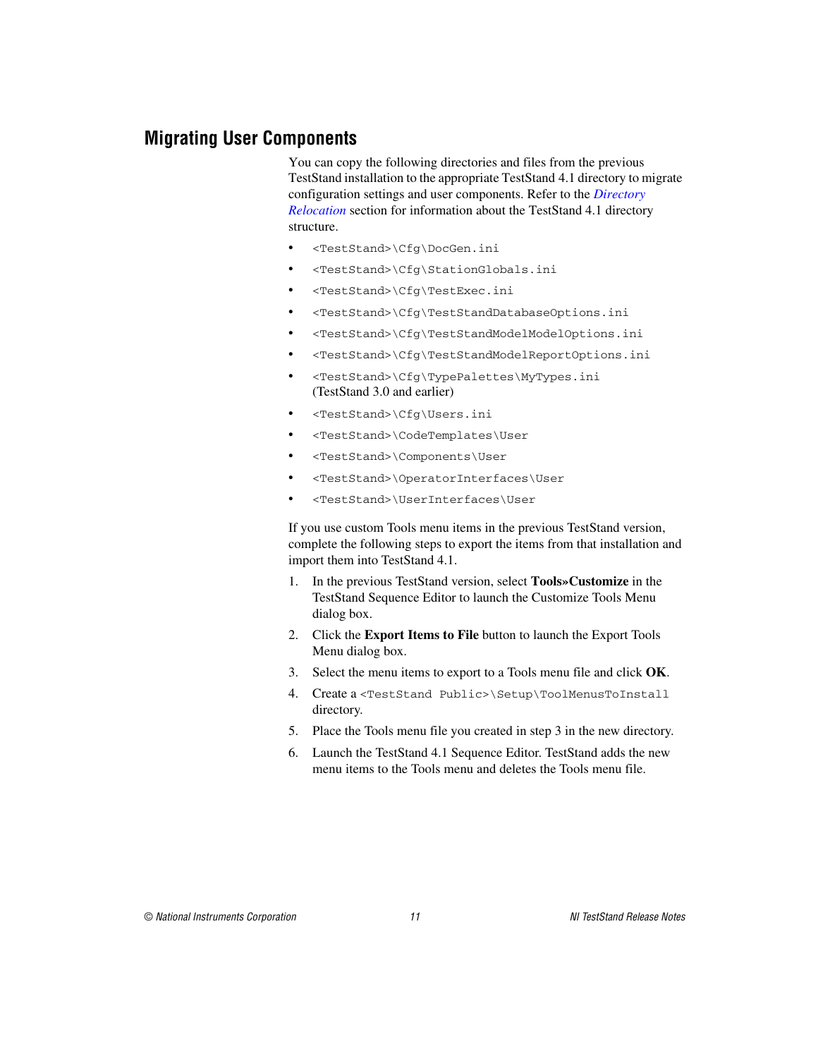## Migrating User Components

You can copy the following directories and files from the previous TestStand installation to the appropriate TestStand 4.1 directory to migrate configuration settings and user components. Refer to the *Directory Relocation* section for information about the TestStand 4.1 directory structure.

- `<TestStand>\Cfg\DocGen.ini`
- `<TestStand>\Cfg\StationGlobals.ini`
- `<TestStand>\Cfg\TestExec.ini`
- `<TestStand>\Cfg\TestStandDatabaseOptions.ini`
- `<TestStand>\Cfg\TestStandModelModelOptions.ini`
- `<TestStand>\Cfg\TestStandModelReportOptions.ini`
- `<TestStand>\Cfg\TypePalettes\MyTypes.ini` (TestStand 3.0 and earlier)
- `<TestStand>\Cfg\Users.ini`
- `<TestStand>\CodeTemplates\User`
- `<TestStand>\Components\User`
- `<TestStand>\OperatorInterfaces\User`
- `<TestStand>\UserInterfaces\User`

If you use custom Tools menu items in the previous TestStand version, complete the following steps to export the items from that installation and import them into TestStand 4.1.

1. In the previous TestStand version, select **Tools»Customize** in the TestStand Sequence Editor to launch the Customize Tools Menu dialog box.
2. Click the **Export Items to File** button to launch the Export Tools Menu dialog box.
3. Select the menu items to export to a Tools menu file and click **OK**.
4. Create a `<TestStand Public>\Setup\ToolMenusToInstall` directory.
5. Place the Tools menu file you created in step 3 in the new directory.
6. Launch the TestStand 4.1 Sequence Editor. TestStand adds the new menu items to the Tools menu and deletes the Tools menu file.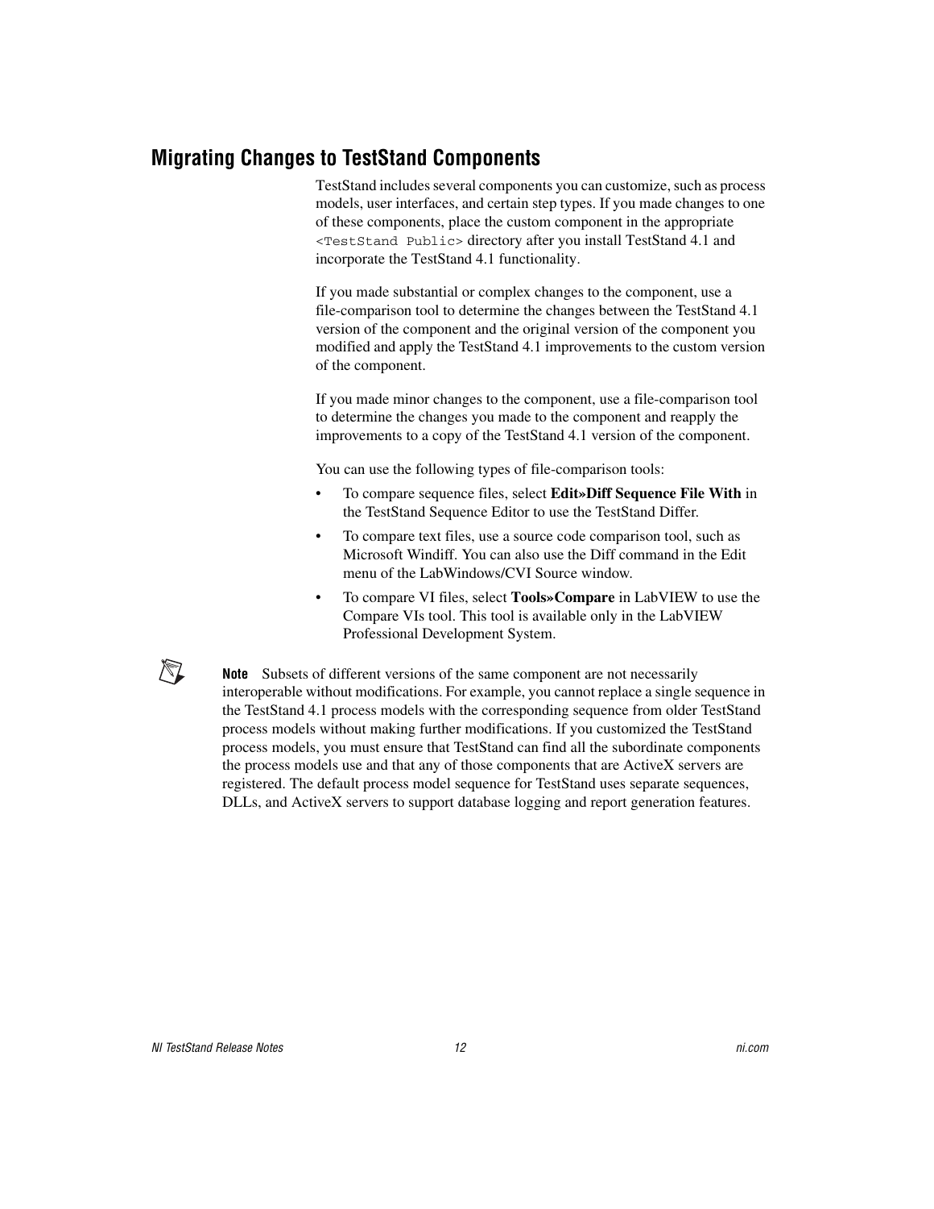## Migrating Changes to TestStand Components

TestStand includes several components you can customize, such as process models, user interfaces, and certain step types. If you made changes to one of these components, place the custom component in the appropriate `<TestStand Public>` directory after you install TestStand 4.1 and incorporate the TestStand 4.1 functionality.

If you made substantial or complex changes to the component, use a file-comparison tool to determine the changes between the TestStand 4.1 version of the component and the original version of the component you modified and apply the TestStand 4.1 improvements to the custom version of the component.

If you made minor changes to the component, use a file-comparison tool to determine the changes you made to the component and reapply the improvements to a copy of the TestStand 4.1 version of the component.

You can use the following types of file-comparison tools:

- To compare sequence files, select **Edit»Diff Sequence File With** in the TestStand Sequence Editor to use the TestStand Differ.
- To compare text files, use a source code comparison tool, such as Microsoft Windiff. You can also use the Diff command in the Edit menu of the LabWindows/CVI Source window.
- To compare VI files, select **Tools»Compare** in LabVIEW to use the Compare VIs tool. This tool is available only in the LabVIEW Professional Development System.

**Note** Subsets of different versions of the same component are not necessarily interoperable without modifications. For example, you cannot replace a single sequence in the TestStand 4.1 process models with the corresponding sequence from older TestStand process models without making further modifications. If you customized the TestStand process models, you must ensure that TestStand can find all the subordinate components the process models use and that any of those components that are ActiveX servers are registered. The default process model sequence for TestStand uses separate sequences, DLLs, and ActiveX servers to support database logging and report generation features.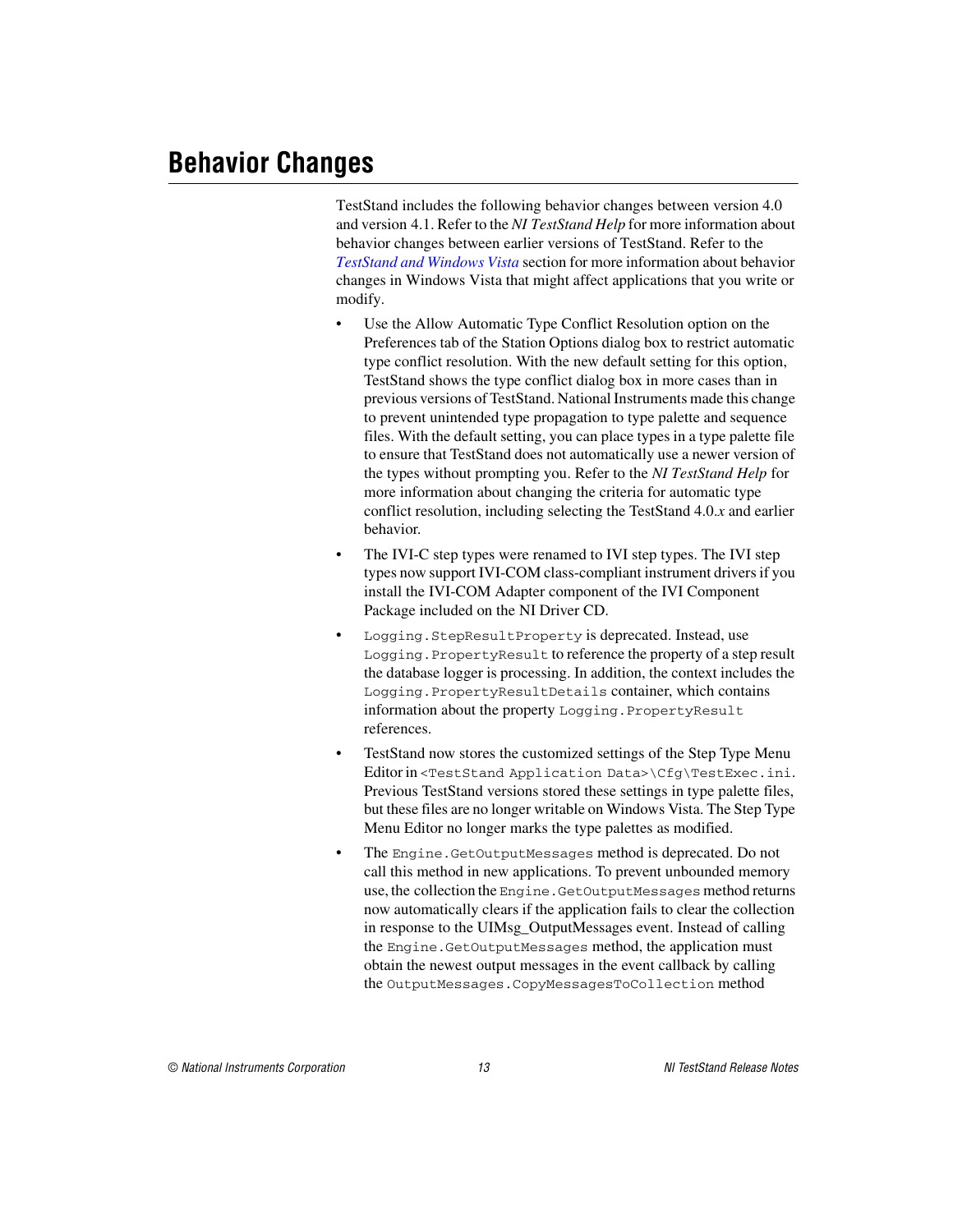# Behavior Changes

TestStand includes the following behavior changes between version 4.0 and version 4.1. Refer to the *NI TestStand Help* for more information about behavior changes between earlier versions of TestStand. Refer to the *TestStand and Windows Vista* section for more information about behavior changes in Windows Vista that might affect applications that you write or modify.

- Use the Allow Automatic Type Conflict Resolution option on the Preferences tab of the Station Options dialog box to restrict automatic type conflict resolution. With the new default setting for this option, TestStand shows the type conflict dialog box in more cases than in previous versions of TestStand. National Instruments made this change to prevent unintended type propagation to type palette and sequence files. With the default setting, you can place types in a type palette file to ensure that TestStand does not automatically use a newer version of the types without prompting you. Refer to the *NI TestStand Help* for more information about changing the criteria for automatic type conflict resolution, including selecting the TestStand 4.0.*x* and earlier behavior.
- The IVI-C step types were renamed to IVI step types. The IVI step types now support IVI-COM class-compliant instrument drivers if you install the IVI-COM Adapter component of the IVI Component Package included on the NI Driver CD.
- `Logging.StepResultProperty` is deprecated. Instead, use `Logging.PropertyResult` to reference the property of a step result the database logger is processing. In addition, the context includes the `Logging.PropertyResultDetails` container, which contains information about the property `Logging.PropertyResult` references.
- TestStand now stores the customized settings of the Step Type Menu Editor in `<TestStand Application Data>\Cfg\TestExec.ini`. Previous TestStand versions stored these settings in type palette files, but these files are no longer writable on Windows Vista. The Step Type Menu Editor no longer marks the type palettes as modified.
- The `Engine.GetOutputMessages` method is deprecated. Do not call this method in new applications. To prevent unbounded memory use, the collection the `Engine.GetOutputMessages` method returns now automatically clears if the application fails to clear the collection in response to the UIMsg_OutputMessages event. Instead of calling the `Engine.GetOutputMessages` method, the application must obtain the newest output messages in the event callback by calling the `OutputMessages.CopyMessagesToCollection` method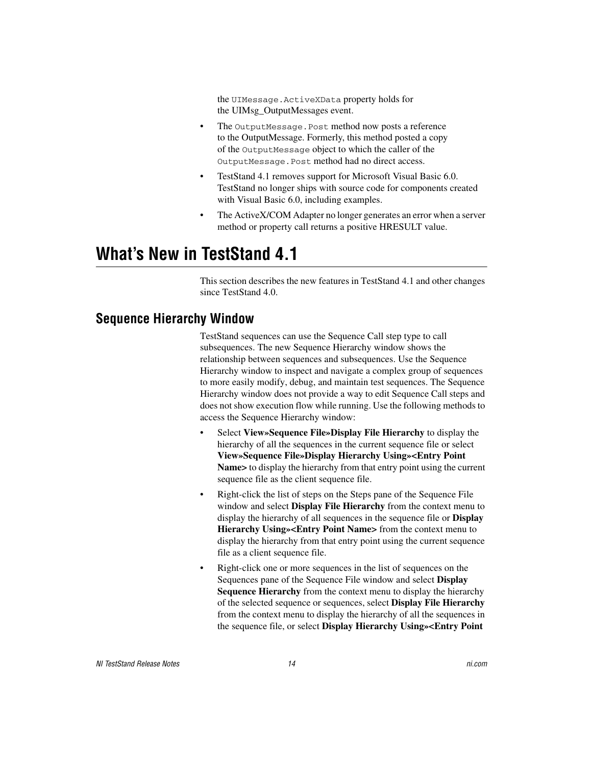the `UIMessage.ActiveXData` property holds for the UIMsg_OutputMessages event.

- The `OutputMessage.Post` method now posts a reference to the OutputMessage. Formerly, this method posted a copy of the `OutputMessage` object to which the caller of the `OutputMessage.Post` method had no direct access.
- TestStand 4.1 removes support for Microsoft Visual Basic 6.0. TestStand no longer ships with source code for components created with Visual Basic 6.0, including examples.
- The ActiveX/COM Adapter no longer generates an error when a server method or property call returns a positive HRESULT value.

# What's New in TestStand 4.1

This section describes the new features in TestStand 4.1 and other changes since TestStand 4.0.

## Sequence Hierarchy Window

TestStand sequences can use the Sequence Call step type to call subsequences. The new Sequence Hierarchy window shows the relationship between sequences and subsequences. Use the Sequence Hierarchy window to inspect and navigate a complex group of sequences to more easily modify, debug, and maintain test sequences. The Sequence Hierarchy window does not provide a way to edit Sequence Call steps and does not show execution flow while running. Use the following methods to access the Sequence Hierarchy window:

- Select **View»Sequence File»Display File Hierarchy** to display the hierarchy of all the sequences in the current sequence file or select **View»Sequence File»Display Hierarchy Using»<Entry Point Name>** to display the hierarchy from that entry point using the current sequence file as the client sequence file.
- Right-click the list of steps on the Steps pane of the Sequence File window and select **Display File Hierarchy** from the context menu to display the hierarchy of all sequences in the sequence file or **Display Hierarchy Using»<Entry Point Name>** from the context menu to display the hierarchy from that entry point using the current sequence file as a client sequence file.
- Right-click one or more sequences in the list of sequences on the Sequences pane of the Sequence File window and select **Display Sequence Hierarchy** from the context menu to display the hierarchy of the selected sequence or sequences, select **Display File Hierarchy** from the context menu to display the hierarchy of all the sequences in the sequence file, or select **Display Hierarchy Using»<Entry Point**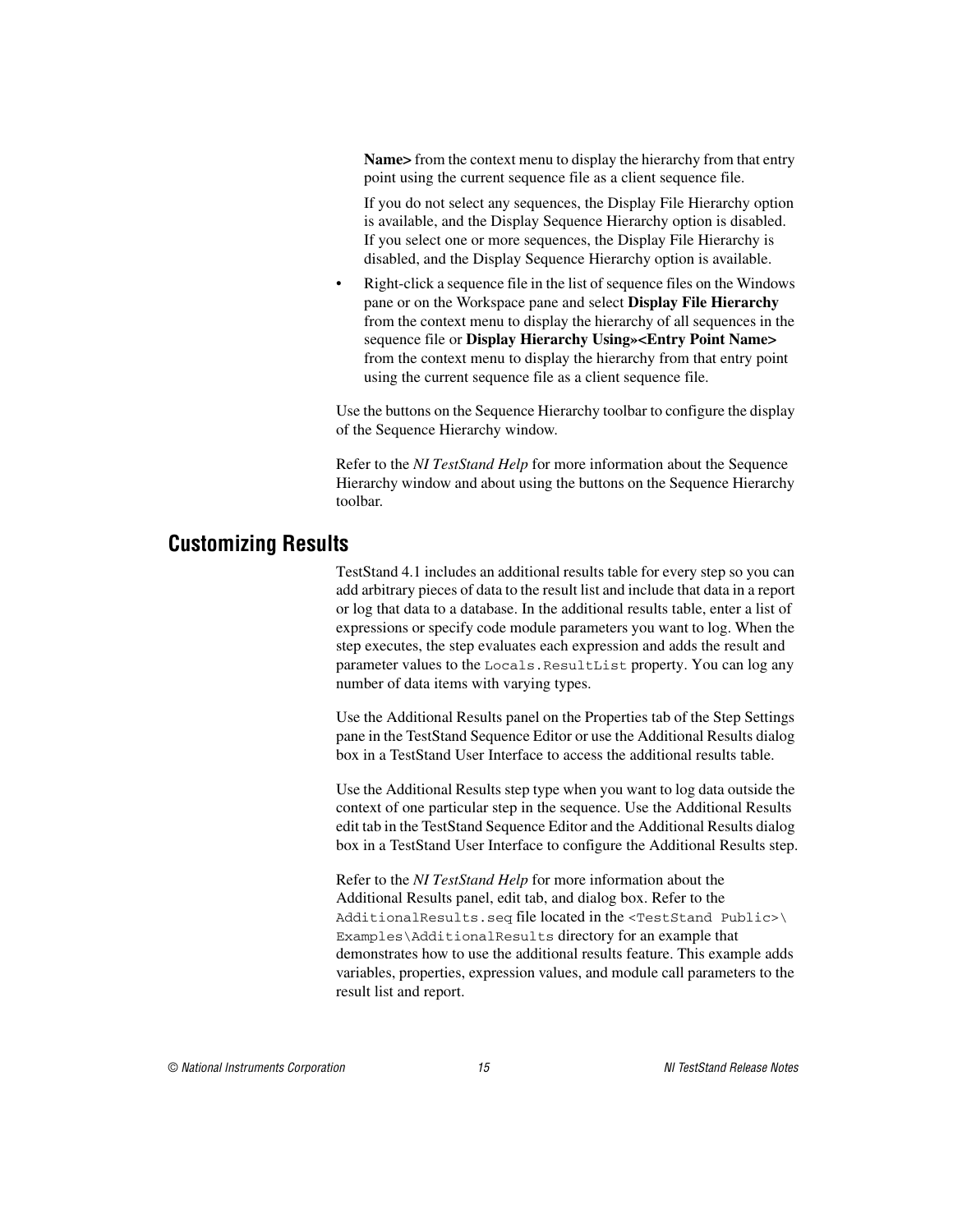**Name>** from the context menu to display the hierarchy from that entry point using the current sequence file as a client sequence file.

If you do not select any sequences, the Display File Hierarchy option is available, and the Display Sequence Hierarchy option is disabled. If you select one or more sequences, the Display File Hierarchy is disabled, and the Display Sequence Hierarchy option is available.

- Right-click a sequence file in the list of sequence files on the Windows pane or on the Workspace pane and select **Display File Hierarchy** from the context menu to display the hierarchy of all sequences in the sequence file or **Display Hierarchy Using»<Entry Point Name>** from the context menu to display the hierarchy from that entry point using the current sequence file as a client sequence file.

Use the buttons on the Sequence Hierarchy toolbar to configure the display of the Sequence Hierarchy window.

Refer to the *NI TestStand Help* for more information about the Sequence Hierarchy window and about using the buttons on the Sequence Hierarchy toolbar.

## Customizing Results

TestStand 4.1 includes an additional results table for every step so you can add arbitrary pieces of data to the result list and include that data in a report or log that data to a database. In the additional results table, enter a list of expressions or specify code module parameters you want to log. When the step executes, the step evaluates each expression and adds the result and parameter values to the `Locals.ResultList` property. You can log any number of data items with varying types.

Use the Additional Results panel on the Properties tab of the Step Settings pane in the TestStand Sequence Editor or use the Additional Results dialog box in a TestStand User Interface to access the additional results table.

Use the Additional Results step type when you want to log data outside the context of one particular step in the sequence. Use the Additional Results edit tab in the TestStand Sequence Editor and the Additional Results dialog box in a TestStand User Interface to configure the Additional Results step.

Refer to the *NI TestStand Help* for more information about the Additional Results panel, edit tab, and dialog box. Refer to the `AdditionalResults.seq` file located in the `<TestStand Public>\Examples\AdditionalResults` directory for an example that demonstrates how to use the additional results feature. This example adds variables, properties, expression values, and module call parameters to the result list and report.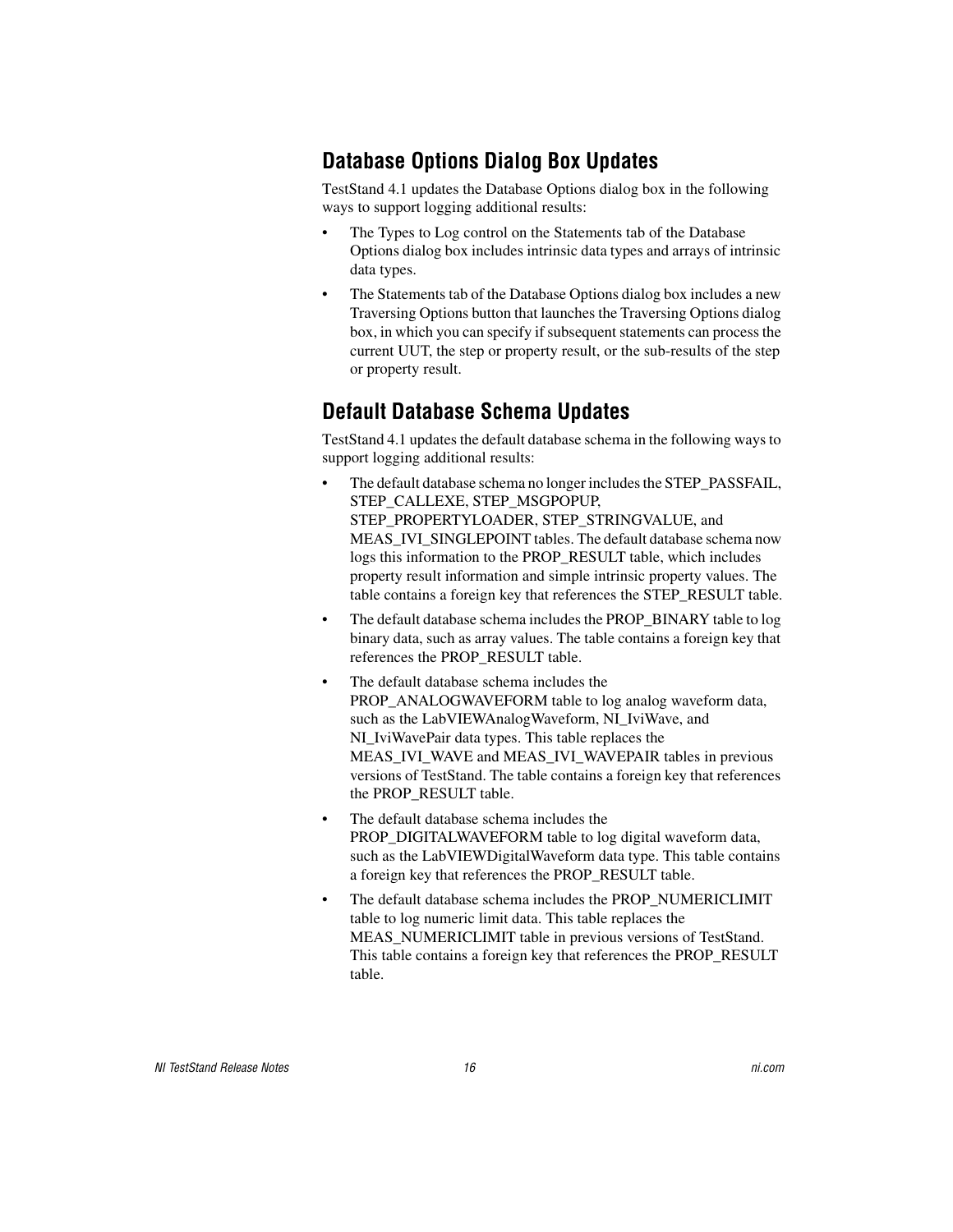## Database Options Dialog Box Updates

TestStand 4.1 updates the Database Options dialog box in the following ways to support logging additional results:

- The Types to Log control on the Statements tab of the Database Options dialog box includes intrinsic data types and arrays of intrinsic data types.
- The Statements tab of the Database Options dialog box includes a new Traversing Options button that launches the Traversing Options dialog box, in which you can specify if subsequent statements can process the current UUT, the step or property result, or the sub-results of the step or property result.

## Default Database Schema Updates

TestStand 4.1 updates the default database schema in the following ways to support logging additional results:

- The default database schema no longer includes the STEP_PASSFAIL, STEP_CALLEXE, STEP_MSGPOPUP, STEP_PROPERTYLOADER, STEP_STRINGVALUE, and MEAS_IVI_SINGLEPOINT tables. The default database schema now logs this information to the PROP_RESULT table, which includes property result information and simple intrinsic property values. The table contains a foreign key that references the STEP_RESULT table.
- The default database schema includes the PROP_BINARY table to log binary data, such as array values. The table contains a foreign key that references the PROP_RESULT table.
- The default database schema includes the PROP_ANALOGWAVEFORM table to log analog waveform data, such as the LabVIEWAnalogWaveform, NI_IviWave, and NI_IviWavePair data types. This table replaces the MEAS_IVI_WAVE and MEAS_IVI_WAVEPAIR tables in previous versions of TestStand. The table contains a foreign key that references the PROP_RESULT table.
- The default database schema includes the PROP_DIGITALWAVEFORM table to log digital waveform data, such as the LabVIEWDigitalWaveform data type. This table contains a foreign key that references the PROP_RESULT table.
- The default database schema includes the PROP_NUMERICLIMIT table to log numeric limit data. This table replaces the MEAS_NUMERICLIMIT table in previous versions of TestStand. This table contains a foreign key that references the PROP_RESULT table.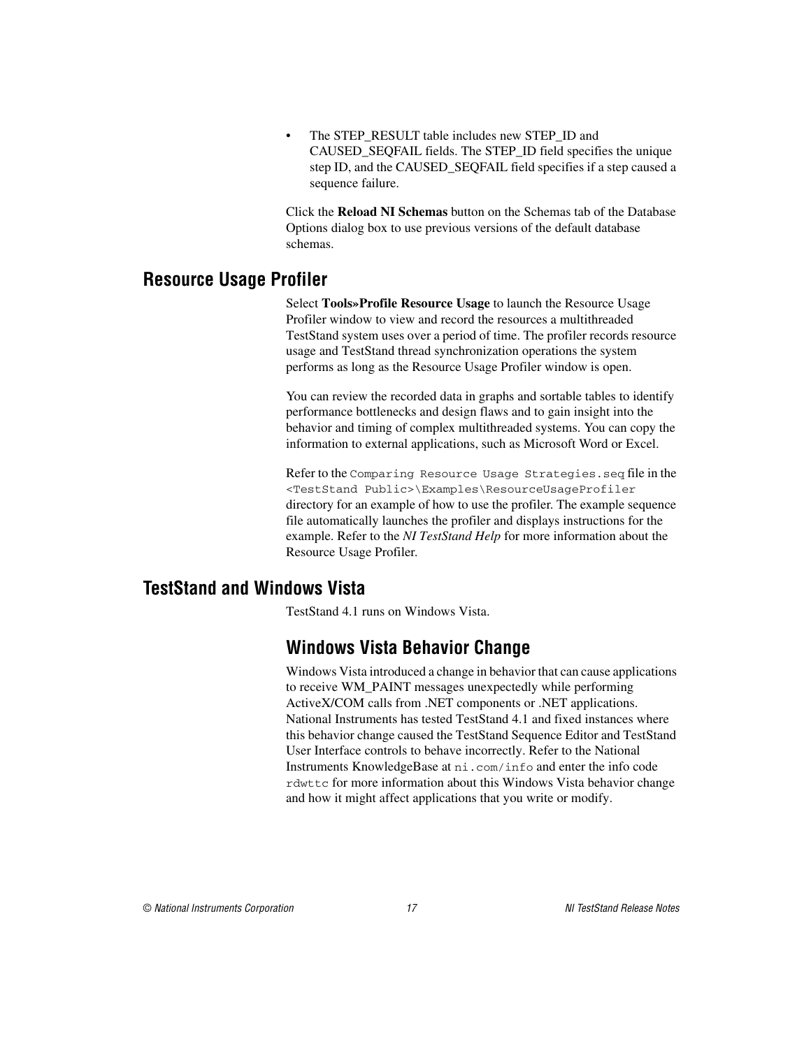- The STEP_RESULT table includes new STEP_ID and CAUSED_SEQFAIL fields. The STEP_ID field specifies the unique step ID, and the CAUSED_SEQFAIL field specifies if a step caused a sequence failure.

Click the **Reload NI Schemas** button on the Schemas tab of the Database Options dialog box to use previous versions of the default database schemas.

## Resource Usage Profiler

Select **Tools»Profile Resource Usage** to launch the Resource Usage Profiler window to view and record the resources a multithreaded TestStand system uses over a period of time. The profiler records resource usage and TestStand thread synchronization operations the system performs as long as the Resource Usage Profiler window is open.

You can review the recorded data in graphs and sortable tables to identify performance bottlenecks and design flaws and to gain insight into the behavior and timing of complex multithreaded systems. You can copy the information to external applications, such as Microsoft Word or Excel.

Refer to the `Comparing Resource Usage Strategies.seq` file in the `<TestStand Public>\Examples\ResourceUsageProfiler` directory for an example of how to use the profiler. The example sequence file automatically launches the profiler and displays instructions for the example. Refer to the *NI TestStand Help* for more information about the Resource Usage Profiler.

## TestStand and Windows Vista

TestStand 4.1 runs on Windows Vista.

### Windows Vista Behavior Change

Windows Vista introduced a change in behavior that can cause applications to receive WM_PAINT messages unexpectedly while performing ActiveX/COM calls from .NET components or .NET applications. National Instruments has tested TestStand 4.1 and fixed instances where this behavior change caused the TestStand Sequence Editor and TestStand User Interface controls to behave incorrectly. Refer to the National Instruments KnowledgeBase at `ni.com/info` and enter the info code `rdwttc` for more information about this Windows Vista behavior change and how it might affect applications that you write or modify.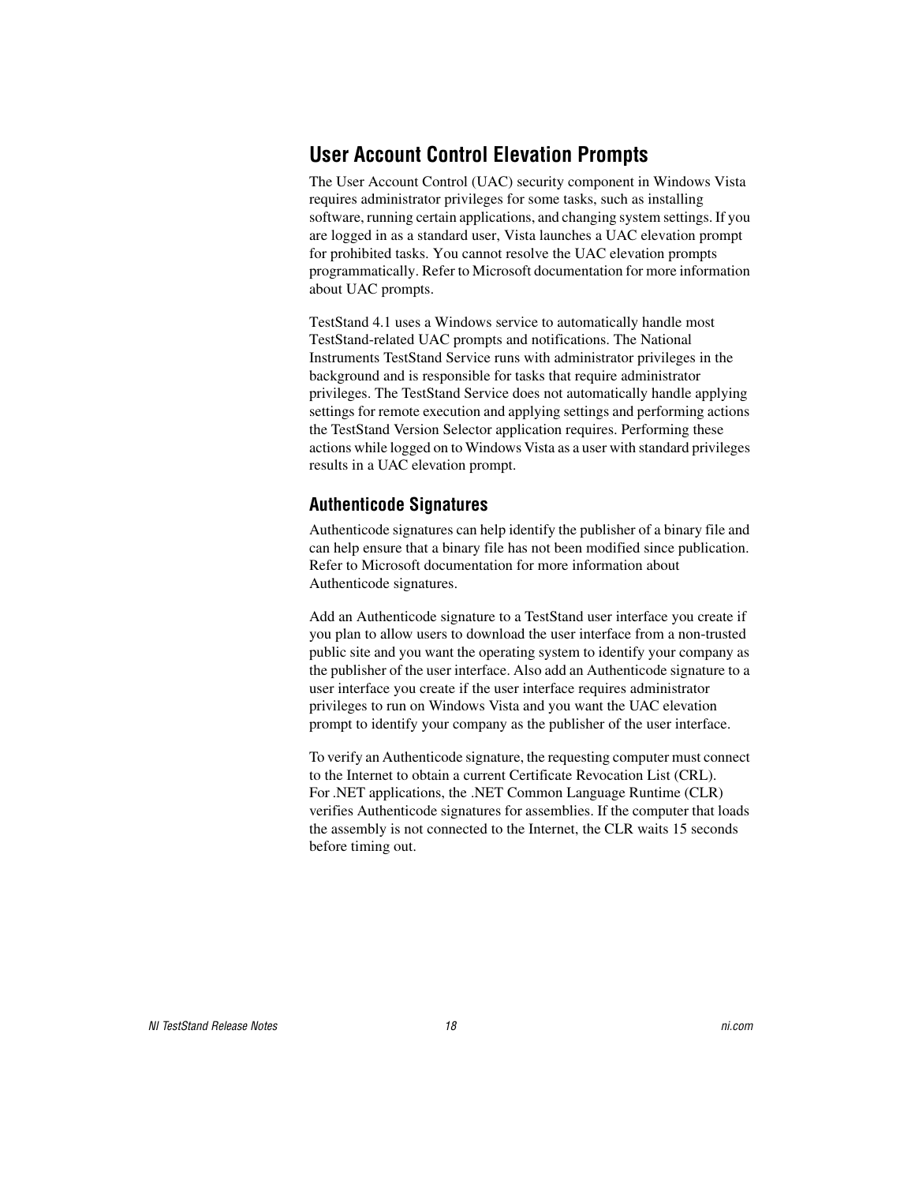## User Account Control Elevation Prompts

The User Account Control (UAC) security component in Windows Vista requires administrator privileges for some tasks, such as installing software, running certain applications, and changing system settings. If you are logged in as a standard user, Vista launches a UAC elevation prompt for prohibited tasks. You cannot resolve the UAC elevation prompts programmatically. Refer to Microsoft documentation for more information about UAC prompts.

TestStand 4.1 uses a Windows service to automatically handle most TestStand-related UAC prompts and notifications. The National Instruments TestStand Service runs with administrator privileges in the background and is responsible for tasks that require administrator privileges. The TestStand Service does not automatically handle applying settings for remote execution and applying settings and performing actions the TestStand Version Selector application requires. Performing these actions while logged on to Windows Vista as a user with standard privileges results in a UAC elevation prompt.

### Authenticode Signatures

Authenticode signatures can help identify the publisher of a binary file and can help ensure that a binary file has not been modified since publication. Refer to Microsoft documentation for more information about Authenticode signatures.

Add an Authenticode signature to a TestStand user interface you create if you plan to allow users to download the user interface from a non-trusted public site and you want the operating system to identify your company as the publisher of the user interface. Also add an Authenticode signature to a user interface you create if the user interface requires administrator privileges to run on Windows Vista and you want the UAC elevation prompt to identify your company as the publisher of the user interface.

To verify an Authenticode signature, the requesting computer must connect to the Internet to obtain a current Certificate Revocation List (CRL). For .NET applications, the .NET Common Language Runtime (CLR) verifies Authenticode signatures for assemblies. If the computer that loads the assembly is not connected to the Internet, the CLR waits 15 seconds before timing out.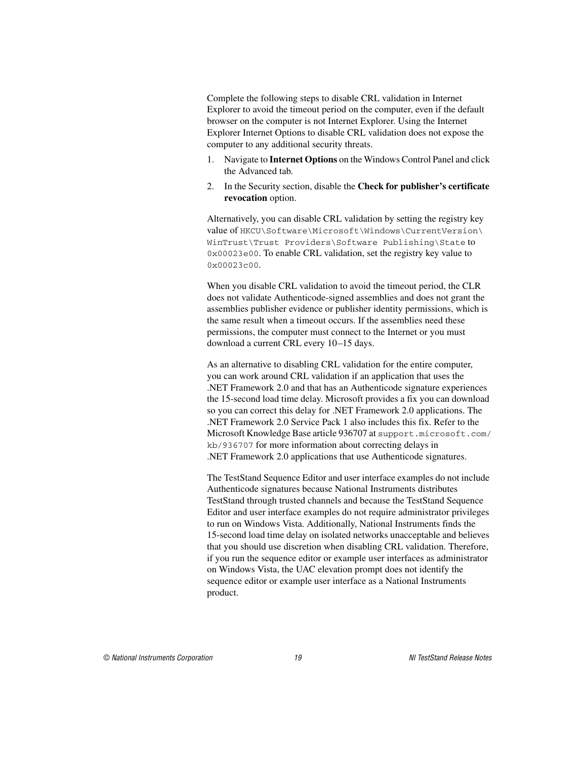Complete the following steps to disable CRL validation in Internet Explorer to avoid the timeout period on the computer, even if the default browser on the computer is not Internet Explorer. Using the Internet Explorer Internet Options to disable CRL validation does not expose the computer to any additional security threats.

1. Navigate to **Internet Options** on the Windows Control Panel and click the Advanced tab.
2. In the Security section, disable the **Check for publisher's certificate revocation** option.

Alternatively, you can disable CRL validation by setting the registry key value of `HKCU\Software\Microsoft\Windows\CurrentVersion\WinTrust\Trust Providers\Software Publishing\State` to `0x00023e00`. To enable CRL validation, set the registry key value to `0x00023c00`.

When you disable CRL validation to avoid the timeout period, the CLR does not validate Authenticode-signed assemblies and does not grant the assemblies publisher evidence or publisher identity permissions, which is the same result when a timeout occurs. If the assemblies need these permissions, the computer must connect to the Internet or you must download a current CRL every 10–15 days.

As an alternative to disabling CRL validation for the entire computer, you can work around CRL validation if an application that uses the .NET Framework 2.0 and that has an Authenticode signature experiences the 15-second load time delay. Microsoft provides a fix you can download so you can correct this delay for .NET Framework 2.0 applications. The .NET Framework 2.0 Service Pack 1 also includes this fix. Refer to the Microsoft Knowledge Base article 936707 at `support.microsoft.com/kb/936707` for more information about correcting delays in .NET Framework 2.0 applications that use Authenticode signatures.

The TestStand Sequence Editor and user interface examples do not include Authenticode signatures because National Instruments distributes TestStand through trusted channels and because the TestStand Sequence Editor and user interface examples do not require administrator privileges to run on Windows Vista. Additionally, National Instruments finds the 15-second load time delay on isolated networks unacceptable and believes that you should use discretion when disabling CRL validation. Therefore, if you run the sequence editor or example user interfaces as administrator on Windows Vista, the UAC elevation prompt does not identify the sequence editor or example user interface as a National Instruments product.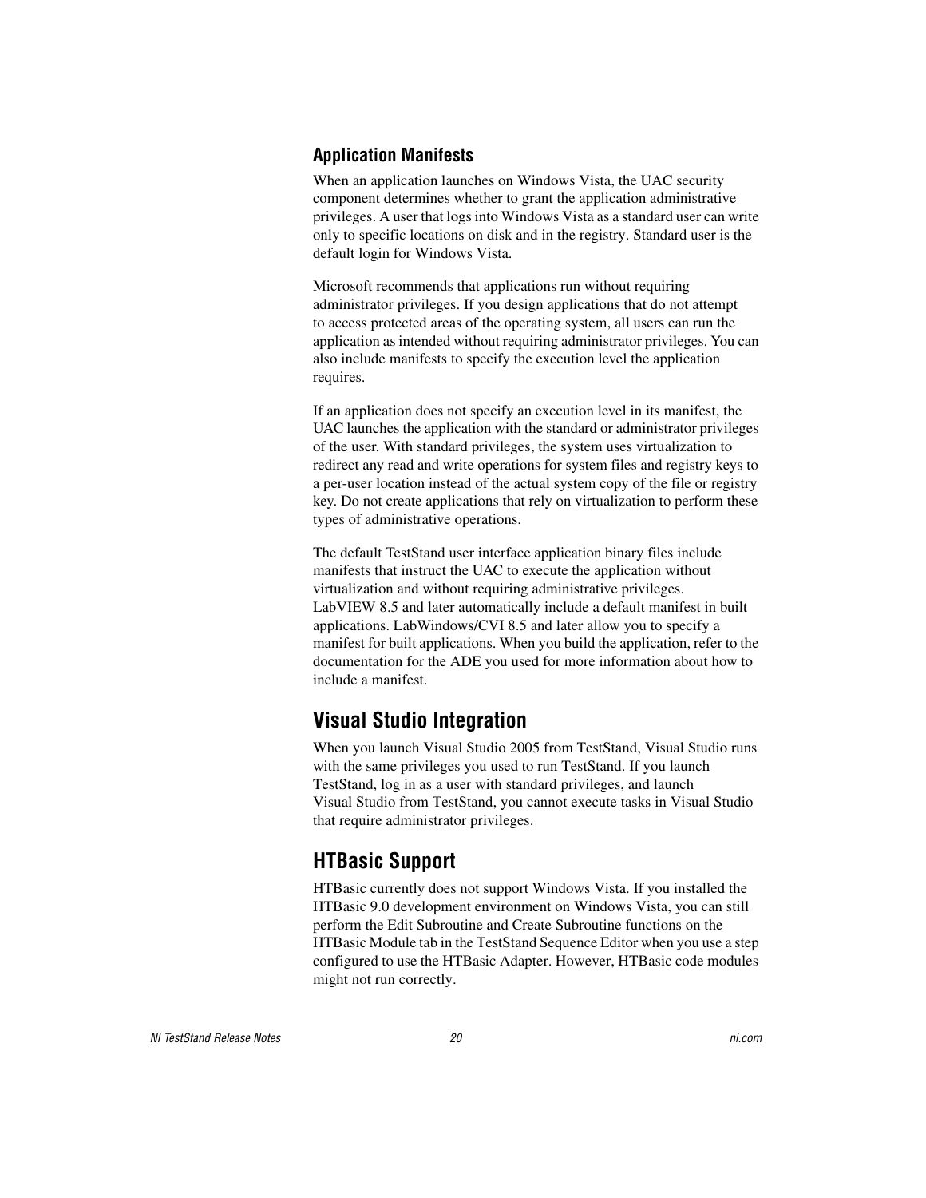### Application Manifests

When an application launches on Windows Vista, the UAC security component determines whether to grant the application administrative privileges. A user that logs into Windows Vista as a standard user can write only to specific locations on disk and in the registry. Standard user is the default login for Windows Vista.

Microsoft recommends that applications run without requiring administrator privileges. If you design applications that do not attempt to access protected areas of the operating system, all users can run the application as intended without requiring administrator privileges. You can also include manifests to specify the execution level the application requires.

If an application does not specify an execution level in its manifest, the UAC launches the application with the standard or administrator privileges of the user. With standard privileges, the system uses virtualization to redirect any read and write operations for system files and registry keys to a per-user location instead of the actual system copy of the file or registry key. Do not create applications that rely on virtualization to perform these types of administrative operations.

The default TestStand user interface application binary files include manifests that instruct the UAC to execute the application without virtualization and without requiring administrative privileges. LabVIEW 8.5 and later automatically include a default manifest in built applications. LabWindows/CVI 8.5 and later allow you to specify a manifest for built applications. When you build the application, refer to the documentation for the ADE you used for more information about how to include a manifest.

## Visual Studio Integration

When you launch Visual Studio 2005 from TestStand, Visual Studio runs with the same privileges you used to run TestStand. If you launch TestStand, log in as a user with standard privileges, and launch Visual Studio from TestStand, you cannot execute tasks in Visual Studio that require administrator privileges.

## HTBasic Support

HTBasic currently does not support Windows Vista. If you installed the HTBasic 9.0 development environment on Windows Vista, you can still perform the Edit Subroutine and Create Subroutine functions on the HTBasic Module tab in the TestStand Sequence Editor when you use a step configured to use the HTBasic Adapter. However, HTBasic code modules might not run correctly.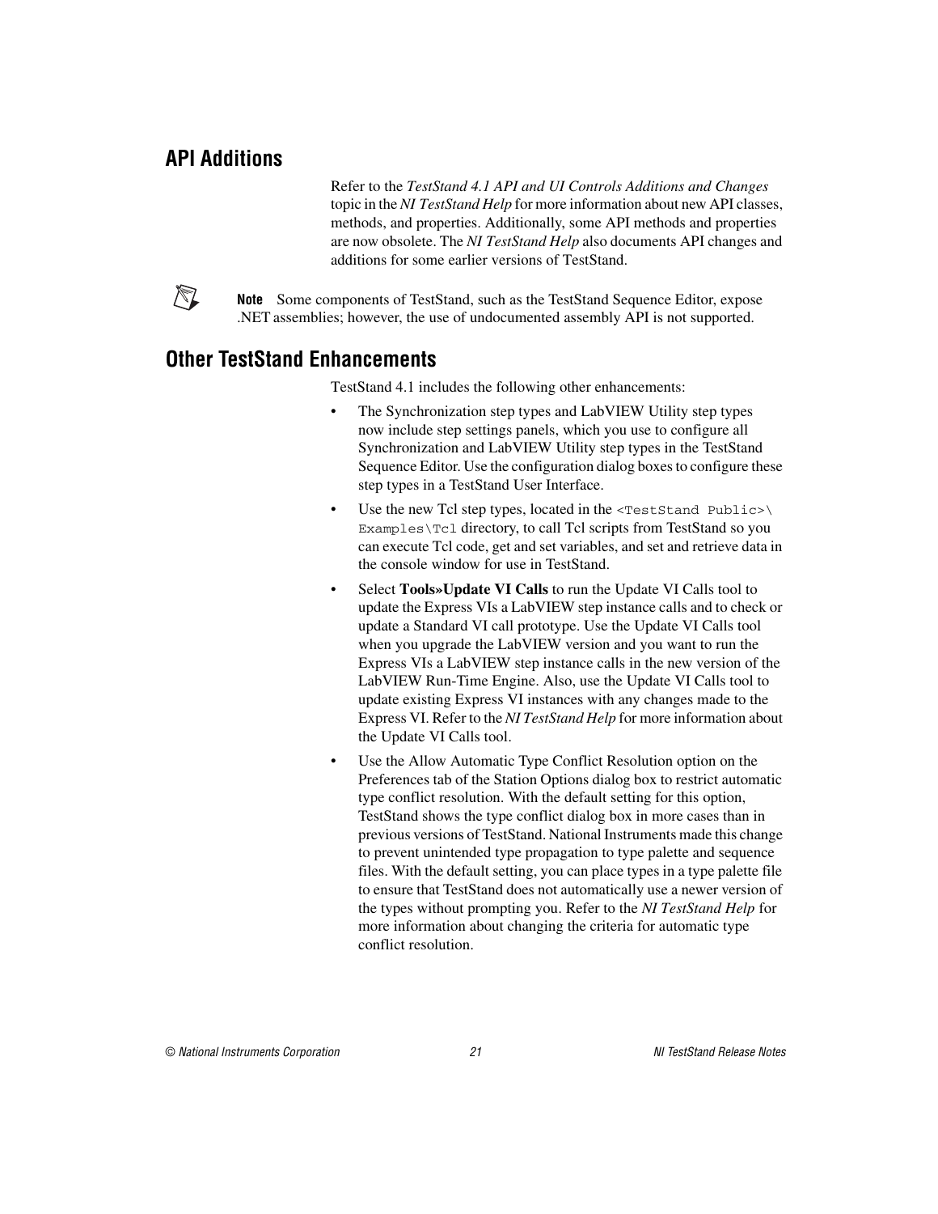## API Additions

Refer to the *TestStand 4.1 API and UI Controls Additions and Changes* topic in the *NI TestStand Help* for more information about new API classes, methods, and properties. Additionally, some API methods and properties are now obsolete. The *NI TestStand Help* also documents API changes and additions for some earlier versions of TestStand.

**Note** Some components of TestStand, such as the TestStand Sequence Editor, expose .NET assemblies; however, the use of undocumented assembly API is not supported.

## Other TestStand Enhancements

TestStand 4.1 includes the following other enhancements:

- The Synchronization step types and LabVIEW Utility step types now include step settings panels, which you use to configure all Synchronization and LabVIEW Utility step types in the TestStand Sequence Editor. Use the configuration dialog boxes to configure these step types in a TestStand User Interface.
- Use the new Tcl step types, located in the `<TestStand Public>\Examples\Tcl` directory, to call Tcl scripts from TestStand so you can execute Tcl code, get and set variables, and set and retrieve data in the console window for use in TestStand.
- Select **Tools»Update VI Calls** to run the Update VI Calls tool to update the Express VIs a LabVIEW step instance calls and to check or update a Standard VI call prototype. Use the Update VI Calls tool when you upgrade the LabVIEW version and you want to run the Express VIs a LabVIEW step instance calls in the new version of the LabVIEW Run-Time Engine. Also, use the Update VI Calls tool to update existing Express VI instances with any changes made to the Express VI. Refer to the *NI TestStand Help* for more information about the Update VI Calls tool.
- Use the Allow Automatic Type Conflict Resolution option on the Preferences tab of the Station Options dialog box to restrict automatic type conflict resolution. With the default setting for this option, TestStand shows the type conflict dialog box in more cases than in previous versions of TestStand. National Instruments made this change to prevent unintended type propagation to type palette and sequence files. With the default setting, you can place types in a type palette file to ensure that TestStand does not automatically use a newer version of the types without prompting you. Refer to the *NI TestStand Help* for more information about changing the criteria for automatic type conflict resolution.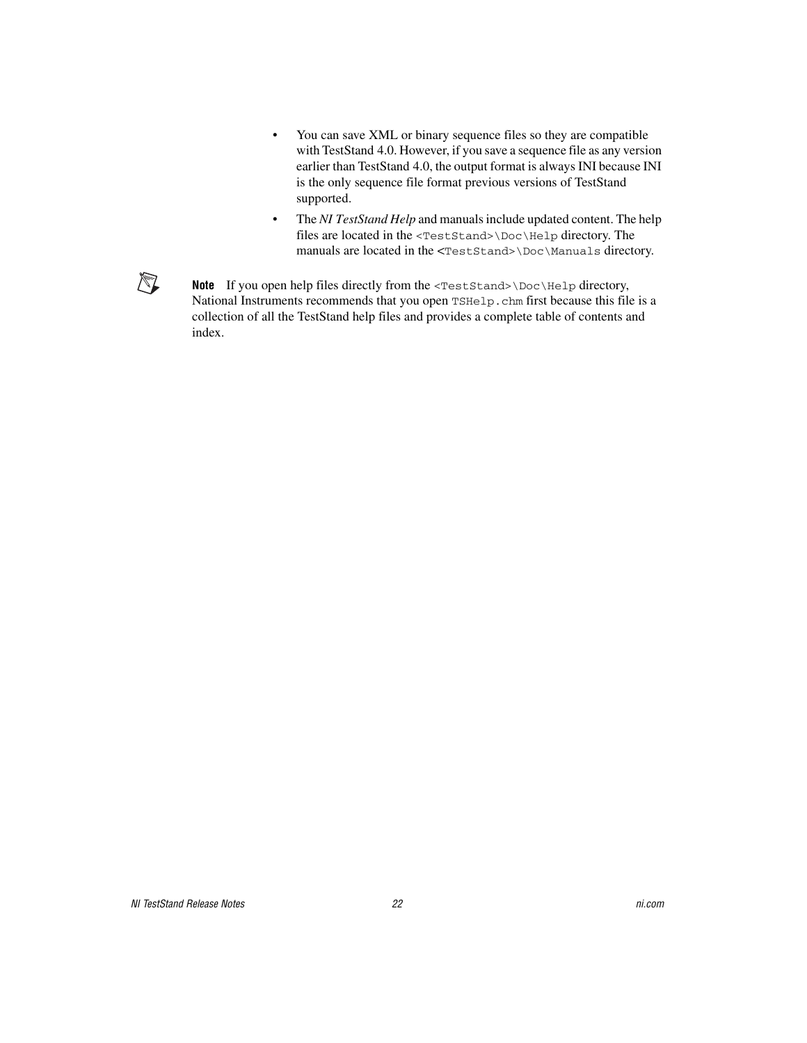- You can save XML or binary sequence files so they are compatible with TestStand 4.0. However, if you save a sequence file as any version earlier than TestStand 4.0, the output format is always INI because INI is the only sequence file format previous versions of TestStand supported.
- The *NI TestStand Help* and manuals include updated content. The help files are located in the `<TestStand>\Doc\Help` directory. The manuals are located in the `<TestStand>\Doc\Manuals` directory.

**Note** If you open help files directly from the `<TestStand>\Doc\Help` directory, National Instruments recommends that you open `TSHelp.chm` first because this file is a collection of all the TestStand help files and provides a complete table of contents and index.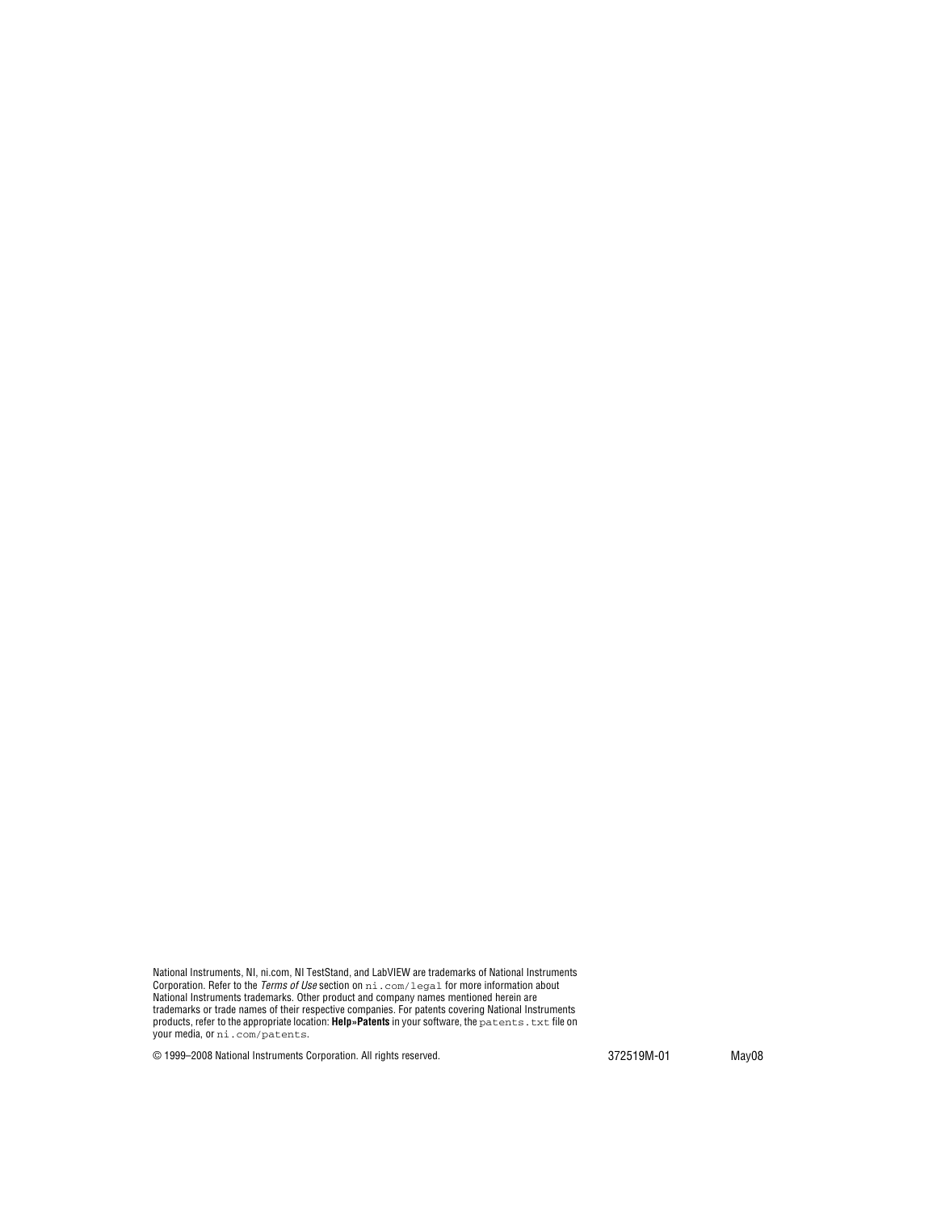National Instruments, NI, ni.com, NI TestStand, and LabVIEW are trademarks of National Instruments Corporation. Refer to the *Terms of Use* section on `ni.com/legal` for more information about National Instruments trademarks. Other product and company names mentioned herein are trademarks or trade names of their respective companies. For patents covering National Instruments products, refer to the appropriate location: **Help»Patents** in your software, the `patents.txt` file on your media, or `ni.com/patents`.

© 1999–2008 National Instruments Corporation. All rights reserved. 372519M-01 May08